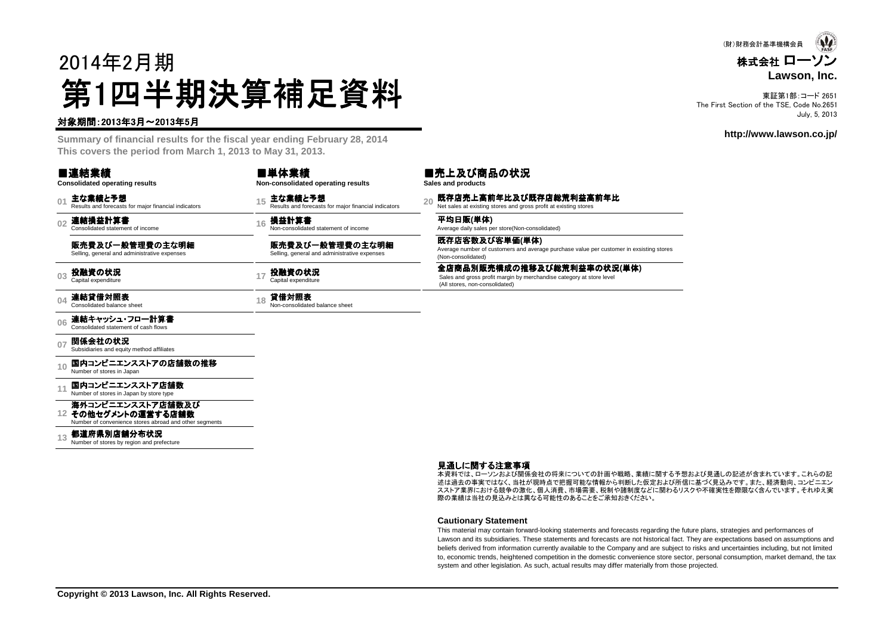(財)財務会計基準機構会員

**株式会社 ローソン**
**Lawson, Inc.**

東証第1部:コード 2651
The First Section of the TSE, Code No.2651
July, 5, 2013

**http://www.lawson.co.jp/**

# 2014年2月期
# 第1四半期決算補足資料

**対象期間:2013年3月～2013年5月**

**Summary of financial results for the fiscal year ending February 28, 2014**
**This covers the period from March 1, 2013 to May 31, 2013.**

## ■連結業績
**Consolidated operating results**

- 01 **主な業績と予想** Results and forecasts for major financial indicators
- 02 **連結損益計算書** Consolidated statement of income
  - **販売費及び一般管理費の主な明細** Selling, general and administrative expenses
- 03 **投融資の状況** Capital expenditure
- 04 **連結貸借対照表** Consolidated balance sheet
- 06 **連結キャッシュ・フロー計算書** Consolidated statement of cash flows
- 07 **関係会社の状況** Subsidiaries and equity method affiliates
- 10 **国内コンビニエンスストアの店舗数の推移** Number of stores in Japan
- 11 **国内コンビニエンスストア店舗数** Number of stores in Japan by store type
- 12 **海外コンビニエンスストア店舗数及びその他セグメントの運営する店舗数** Number of convenience stores abroad and other segments
- 13 **都道府県別店舗分布状況** Number of stores by region and prefecture

## ■単体業績
**Non-consolidated operating results**

- 15 **主な業績と予想** Results and forecasts for major financial indicators
- 16 **損益計算書** Non-consolidated statement of income
  - **販売費及び一般管理費の主な明細** Selling, general and administrative expenses
- 17 **投融資の状況** Capital expenditure
- 18 **貸借対照表** Non-consolidated balance sheet

## ■売上及び商品の状況
**Sales and products**

- 20 **既存店売上高前年比及び既存店総荒利益高前年比** Net sales at existing stores and gross profit at existing stores
  - **平均日販(単体)** Average daily sales per store(Non-consolidated)
  - **既存店客数及び客単価(単体)** Average number of customers and average purchase value per customer in exsisting stores (Non-consolidated)
  - **全店商品別販売構成の推移及び総荒利益率の状況(単体)** Sales and gross profit margin by merchandise category at store level (All stores, non-consolidated)

### 見通しに関する注意事項

本資料では、ローソンおよび関係会社の将来についての計画や戦略、業績に関する予想および見通しの記述が含まれています。これらの記述は過去の事実ではなく、当社が現時点で把握可能な情報から判断した仮定および所信に基づく見込みです。また、経済動向、コンビニエンスストア業界における競争の激化、個人消費、市場需要、税制や諸制度などに関わるリスクや不確実性を際限なく含んでいます。それゆえ実際の業績は当社の見込みとは異なる可能性のあることをご承知おきください。

### Cautionary Statement

This material may contain forward-looking statements and forecasts regarding the future plans, strategies and performances of Lawson and its subsidiaries. These statements and forecasts are not historical fact. They are expectations based on assumptions and beliefs derived from information currently available to the Company and are subject to risks and uncertainties including, but not limited to, economic trends, heightened competition in the domestic convenience store sector, personal consumption, market demand, the tax system and other legislation. As such, actual results may differ materially from those projected.

**Copyright © 2013 Lawson, Inc. All Rights Reserved.**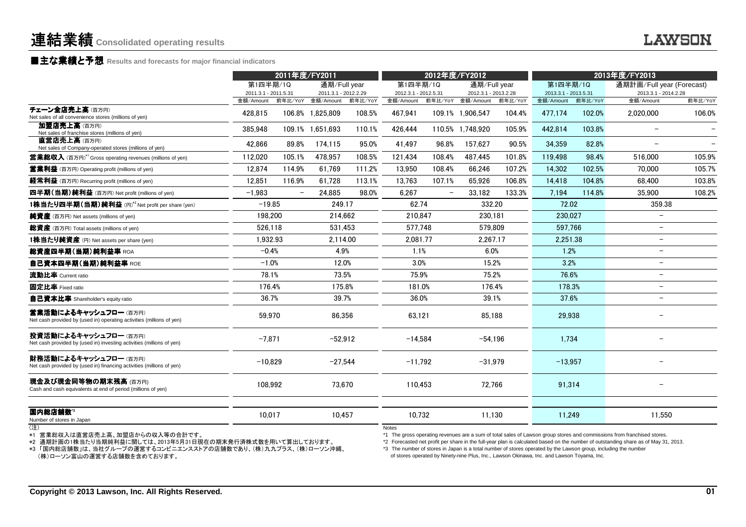# 連結業績 Consolidated operating results

## ■主な業績と予想 Results and forecasts for major financial indicators

| | 2011年度/FY2011 | | | | 2012年度/FY2012 | | | | 2013年度/FY2013 | | | |
|---|---|---|---|---|---|---|---|---|---|---|---|---|
| | 第1四半期/1Q 2011.3.1 - 2011.5.31 | | 通期/Full year 2011.3.1 - 2012.2.29 | | 第1四半期/1Q 2012.3.1 - 2012.5.31 | | 通期/Full year 2012.3.1 - 2013.2.28 | | 第1四半期/1Q 2013.3.1 - 2013.5.31 | | 通期計画/Full year (Forecast) 2013.3.1 - 2014.2.28 | |
| | 金額/Amount | 前年比/YoY | 金額/Amount | 前年比/YoY | 金額/Amount | 前年比/YoY | 金額/Amount | 前年比/YoY | 金額/Amount | 前年比/YoY | 金額/Amount | 前年比/YoY |
| **チェーン全店売上高** (百万円) Net sales of all convenience stores (millions of yen) | 428,815 | 106.8% | 1,825,809 | 108.5% | 467,941 | 109.1% | 1,906,547 | 104.4% | 477,174 | 102.0% | 2,020,000 | 106.0% |
| **加盟店売上高** (百万円) Net sales of franchise stores (millions of yen) | 385,948 | 109.1% | 1,651,693 | 110.1% | 426,444 | 110.5% | 1,748,920 | 105.9% | 442,814 | 103.8% | – | – |
| **直営店売上高** (百万円) Net sales of Company-operated stores (millions of yen) | 42,866 | 89.8% | 174,115 | 95.0% | 41,497 | 96.8% | 157,627 | 90.5% | 34,359 | 82.8% | – | – |
| **営業総収入** (百万円)*1 Gross operating revenues (millions of yen) | 112,020 | 105.1% | 478,957 | 108.5% | 121,434 | 108.4% | 487,445 | 101.8% | 119,498 | 98.4% | 516,000 | 105.9% |
| **営業利益** (百万円) Operating profit (millions of yen) | 12,874 | 114.9% | 61,769 | 111.2% | 13,950 | 108.4% | 66,246 | 107.2% | 14,302 | 102.5% | 70,000 | 105.7% |
| **経常利益** (百万円) Recurring profit (millions of yen) | 12,851 | 116.9% | 61,728 | 113.1% | 13,763 | 107.1% | 65,926 | 106.8% | 14,418 | 104.8% | 68,400 | 103.8% |
| **四半期(当期)純利益** (百万円) Net profit (millions of yen) | -1,983 | – | 24,885 | 98.0% | 6,267 | – | 33,182 | 133.3% | 7,194 | 114.8% | 35,900 | 108.2% |
| **1株当たり四半期(当期)純利益** (円)*2 Net profit per share (yen) | -19.85 | | 249.17 | | 62.74 | | 332.20 | | 72.02 | | 359.38 | |
| **純資産** (百万円) Net assets (millions of yen) | 198,200 | | 214,662 | | 210,847 | | 230,181 | | 230,027 | | – | |
| **総資産** (百万円) Total assets (millions of yen) | 526,118 | | 531,453 | | 577,748 | | 579,809 | | 597,766 | | – | |
| **1株当たり純資産** (円) Net assets per share (yen) | 1,932.93 | | 2,114.00 | | 2,081.77 | | 2,267.17 | | 2,251.38 | | – | |
| **総資産四半期(当期)純利益率** ROA | -0.4% | | 4.9% | | 1.1% | | 6.0% | | 1.2% | | – | |
| **自己資本四半期(当期)純利益率** ROE | -1.0% | | 12.0% | | 3.0% | | 15.2% | | 3.2% | | – | |
| **流動比率** Current ratio | 78.1% | | 73.5% | | 75.9% | | 75.2% | | 76.6% | | – | |
| **固定比率** Fixed ratio | 176.4% | | 175.8% | | 181.0% | | 176.4% | | 178.3% | | – | |
| **自己資本比率** Shareholder's equity ratio | 36.7% | | 39.7% | | 36.0% | | 39.1% | | 37.6% | | – | |
| **営業活動によるキャッシュフロー** (百万円) Net cash provided by (used in) operating activities (millions of yen) | 59,970 | | 86,356 | | 63,121 | | 85,188 | | 29,938 | | – | |
| **投資活動によるキャッシュフロー** (百万円) Net cash provided by (used in) investing activities (millions of yen) | -7,871 | | -52,912 | | -14,584 | | -54,196 | | 1,734 | | – | |
| **財務活動によるキャッシュフロー** (百万円) Net cash provided by (used in) financing activities (millions of yen) | -10,829 | | -27,544 | | -11,792 | | -31,979 | | -13,957 | | – | |
| **現金及び現金同等物の期末残高** (百万円) Cash and cash equivalents at end of period (millions of yen) | 108,992 | | 73,670 | | 110,453 | | 72,766 | | 91,314 | | – | |
| **国内総店舗数**\*3 Number of stores in Japan | 10,017 | | 10,457 | | 10,732 | | 11,130 | | 11,249 | | 11,550 | |

(注)
\*1 営業総収入は直営店売上高、加盟店からの収入等の合計です。
\*2 通期計画の1株当たり当期純利益に関しては、2013年5月31日現在の期末発行済株式数を用いて算出しております。
\*3 「国内総店舗数」は、当社グループの運営するコンビニエンスストアの店舗数であり、(株)九九プラス、(株)ローソン沖縄、(株)ローソン富山の運営する店舗数を含めております。

Notes
\*1 The gross operating revenues are a sum of total sales of Lawson group stores and commissions from franchised stores.
\*2 Forecasted net profit per share in the full-year plan is calculated based on the number of outstanding share as of May 31, 2013.
\*3 The number of stores in Japan is a total number of stores operated by the Lawson group, including the number of stores operated by Ninety-nine Plus, Inc., Lawson Okinawa, Inc. and Lawson Toyama, Inc.

Copyright © 2013 Lawson, Inc. All Rights Reserved.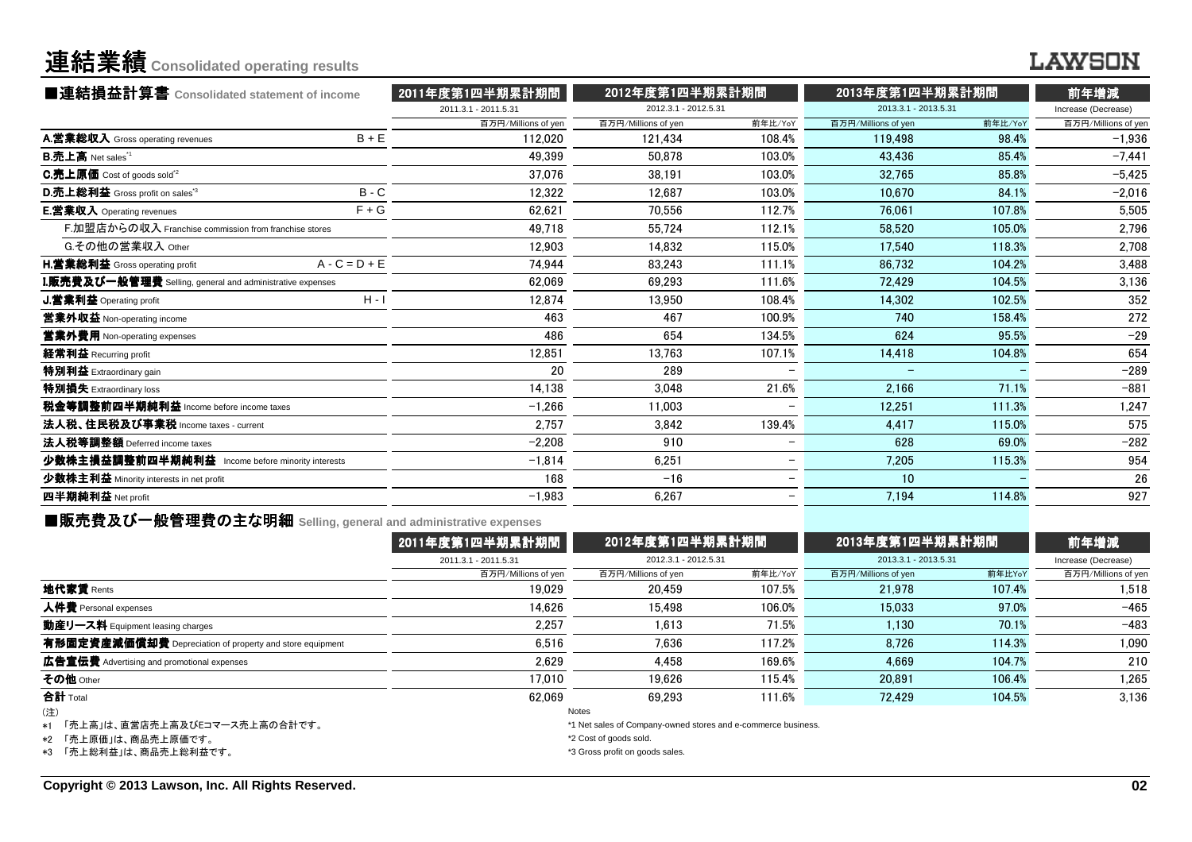# 連結業績 Consolidated operating results

LAWSON

## ■連結損益計算書 Consolidated statement of income

| | | 2011年度第1四半期累計期間 | 2012年度第1四半期累計期間 | | 2013年度第1四半期累計期間 | | 前年増減 |
|---|---|---|---|---|---|---|---|
| | | 2011.3.1 - 2011.5.31 | 2012.3.1 - 2012.5.31 | | 2013.3.1 - 2013.5.31 | | Increase (Decrease) |
| | | 百万円/Millions of yen | 百万円/Millions of yen | 前年比/YoY | 百万円/Millions of yen | 前年比/YoY | 百万円/Millions of yen |
| **A.営業総収入** Gross operating revenues | B + E | 112,020 | 121,434 | 108.4% | 119,498 | 98.4% | −1,936 |
| **B.売上高** Net sales*1 | | 49,399 | 50,878 | 103.0% | 43,436 | 85.4% | −7,441 |
| **C.売上原価** Cost of goods sold*2 | | 37,076 | 38,191 | 103.0% | 32,765 | 85.8% | −5,425 |
| **D.売上総利益** Gross profit on sales*3 | B - C | 12,322 | 12,687 | 103.0% | 10,670 | 84.1% | −2,016 |
| **E.営業収入** Operating revenues | F + G | 62,621 | 70,556 | 112.7% | 76,061 | 107.8% | 5,505 |
| F.加盟店からの収入 Franchise commission from franchise stores | | 49,718 | 55,724 | 112.1% | 58,520 | 105.0% | 2,796 |
| G.その他の営業収入 Other | | 12,903 | 14,832 | 115.0% | 17,540 | 118.3% | 2,708 |
| **H.営業総利益** Gross operating profit | A - C = D + E | 74,944 | 83,243 | 111.1% | 86,732 | 104.2% | 3,488 |
| **I.販売費及び一般管理費** Selling, general and administrative expenses | | 62,069 | 69,293 | 111.6% | 72,429 | 104.5% | 3,136 |
| **J.営業利益** Operating profit | H - I | 12,874 | 13,950 | 108.4% | 14,302 | 102.5% | 352 |
| **営業外収益** Non-operating income | | 463 | 467 | 100.9% | 740 | 158.4% | 272 |
| **営業外費用** Non-operating expenses | | 486 | 654 | 134.5% | 624 | 95.5% | −29 |
| **経常利益** Recurring profit | | 12,851 | 13,763 | 107.1% | 14,418 | 104.8% | 654 |
| **特別利益** Extraordinary gain | | 20 | 289 | − | − | − | −289 |
| **特別損失** Extraordinary loss | | 14,138 | 3,048 | 21.6% | 2,166 | 71.1% | −881 |
| **税金等調整前四半期純利益** Income before income taxes | | −1,266 | 11,003 | − | 12,251 | 111.3% | 1,247 |
| **法人税、住民税及び事業税** Income taxes - current | | 2,757 | 3,842 | 139.4% | 4,417 | 115.0% | 575 |
| **法人税等調整額** Deferred income taxes | | −2,208 | 910 | − | 628 | 69.0% | −282 |
| **少数株主損益調整前四半期純利益** Income before minority interests | | −1,814 | 6,251 | − | 7,205 | 115.3% | 954 |
| **少数株主利益** Minority interests in net profit | | 168 | −16 | − | 10 | − | 26 |
| **四半期純利益** Net profit | | −1,983 | 6,267 | − | 7,194 | 114.8% | 927 |

## ■販売費及び一般管理費の主な明細 Selling, general and administrative expenses

| | 2011年度第1四半期累計期間 | 2012年度第1四半期累計期間 | | 2013年度第1四半期累計期間 | | 前年増減 |
|---|---|---|---|---|---|---|
| | 2011.3.1 - 2011.5.31 | 2012.3.1 - 2012.5.31 | | 2013.3.1 - 2013.5.31 | | Increase (Decrease) |
| | 百万円/Millions of yen | 百万円/Millions of yen | 前年比/YoY | 百万円/Millions of yen | 前年比YoY | 百万円/Millions of yen |
| **地代家賃** Rents | 19,029 | 20,459 | 107.5% | 21,978 | 107.4% | 1,518 |
| **人件費** Personal expenses | 14,626 | 15,498 | 106.0% | 15,033 | 97.0% | −465 |
| **動産リース料** Equipment leasing charges | 2,257 | 1,613 | 71.5% | 1,130 | 70.1% | −483 |
| **有形固定資産減価償却費** Depreciation of property and store equipment | 6,516 | 7,636 | 117.2% | 8,726 | 114.3% | 1,090 |
| **広告宣伝費** Advertising and promotional expenses | 2,629 | 4,458 | 169.6% | 4,669 | 104.7% | 210 |
| **その他** Other | 17,010 | 19,626 | 115.4% | 20,891 | 106.4% | 1,265 |
| **合計** Total | 62,069 | 69,293 | 111.6% | 72,429 | 104.5% | 3,136 |

(注)
*1 「売上高」は、直営店売上高及びEコマース売上高の合計です。
*2 「売上原価」は、商品売上原価です。
*3 「売上総利益」は、商品売上総利益です。

Notes
*1 Net sales of Company-owned stores and e-commerce business.
*2 Cost of goods sold.
*3 Gross profit on goods sales.

Copyright © 2013 Lawson, Inc. All Rights Reserved.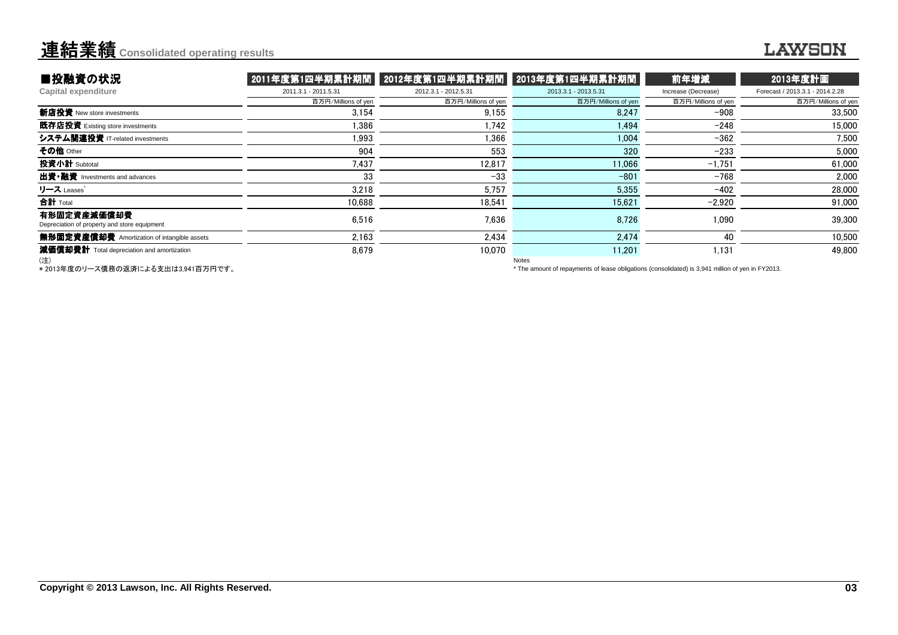# 連結業績 Consolidated operating results

## ■投融資の状況 Capital expenditure

| | 2011年度第1四半期累計期間 | 2012年度第1四半期累計期間 | 2013年度第1四半期累計期間 | 前年増減 | 2013年度計画 |
|---|---|---|---|---|---|
| | 2011.3.1 - 2011.5.31 | 2012.3.1 - 2012.5.31 | 2013.3.1 - 2013.5.31 | Increase (Decrease) | Forecast / 2013.3.1 - 2014.2.28 |
| | 百万円/Millions of yen | 百万円/Millions of yen | 百万円/Millions of yen | 百万円/Millions of yen | 百万円/Millions of yen |
| **新店投資** New store investments | 3,154 | 9,155 | 8,247 | −908 | 33,500 |
| **既存店投資** Existing store investments | 1,386 | 1,742 | 1,494 | −248 | 15,000 |
| **システム関連投資** IT-related investments | 1,993 | 1,366 | 1,004 | −362 | 7,500 |
| **その他** Other | 904 | 553 | 320 | −233 | 5,000 |
| **投資小計** Subtotal | 7,437 | 12,817 | 11,066 | −1,751 | 61,000 |
| **出資・融資** Investments and advances | 33 | −33 | −801 | −768 | 2,000 |
| **リース** Leases* | 3,218 | 5,757 | 5,355 | −402 | 28,000 |
| **合計** Total | 10,688 | 18,541 | 15,621 | −2,920 | 91,000 |
| **有形固定資産減価償却費** Depreciation of property and store equipment | 6,516 | 7,636 | 8,726 | 1,090 | 39,300 |
| **無形固定資産償却費** Amortization of intangible assets | 2,163 | 2,434 | 2,474 | 40 | 10,500 |
| **減価償却費計** Total depreciation and amortization | 8,679 | 10,070 | 11,201 | 1,131 | 49,800 |

(注)
* 2013年度のリース債務の返済による支出は3,941百万円です。

Notes
* The amount of repayments of lease obligations (consolidated) is 3,941 million of yen in FY2013.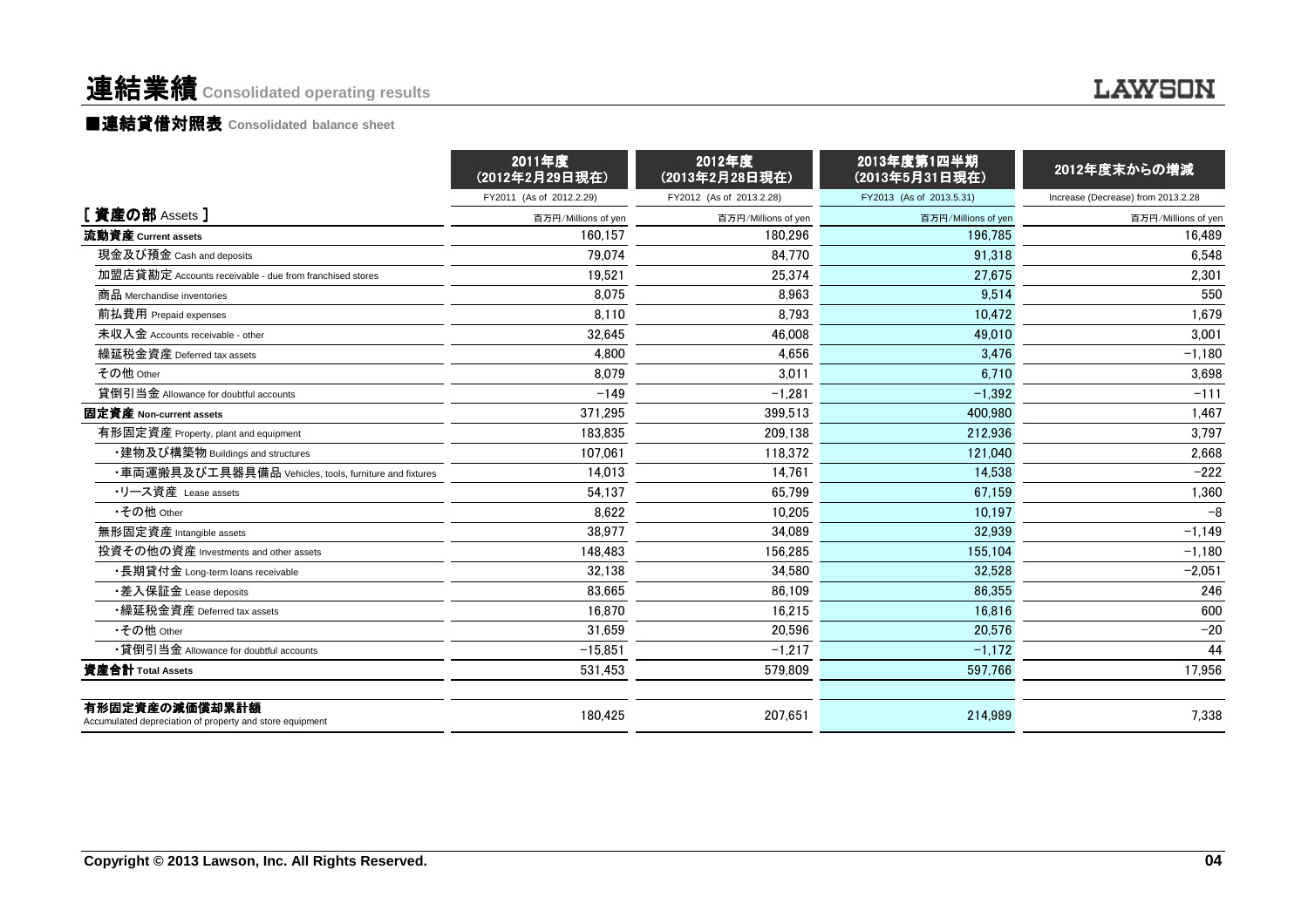# 連結業績 Consolidated operating results

## ■連結貸借対照表 Consolidated balance sheet

| | 2011年度（2012年2月29日現在） | 2012年度（2013年2月28日現在） | 2013年度第1四半期（2013年5月31日現在） | 2012年度末からの増減 |
|---|---|---|---|---|
| | FY2011 (As of 2012.2.29) | FY2012 (As of 2013.2.28) | FY2013 (As of 2013.5.31) | Increase (Decrease) from 2013.2.28 |
| **[ 資産の部 Assets ]** | 百万円/Millions of yen | 百万円/Millions of yen | 百万円/Millions of yen | 百万円/Millions of yen |
| **流動資産 Current assets** | 160,157 | 180,296 | 196,785 | 16,489 |
| 現金及び預金 Cash and deposits | 79,074 | 84,770 | 91,318 | 6,548 |
| 加盟店貸勘定 Accounts receivable - due from franchised stores | 19,521 | 25,374 | 27,675 | 2,301 |
| 商品 Merchandise inventories | 8,075 | 8,963 | 9,514 | 550 |
| 前払費用 Prepaid expenses | 8,110 | 8,793 | 10,472 | 1,679 |
| 未収入金 Accounts receivable - other | 32,645 | 46,008 | 49,010 | 3,001 |
| 繰延税金資産 Deferred tax assets | 4,800 | 4,656 | 3,476 | -1,180 |
| その他 Other | 8,079 | 3,011 | 6,710 | 3,698 |
| 貸倒引当金 Allowance for doubtful accounts | -149 | -1,281 | -1,392 | -111 |
| **固定資産 Non-current assets** | 371,295 | 399,513 | 400,980 | 1,467 |
| 有形固定資産 Property, plant and equipment | 183,835 | 209,138 | 212,936 | 3,797 |
| ・建物及び構築物 Buildings and structures | 107,061 | 118,372 | 121,040 | 2,668 |
| ・車両運搬具及び工具器具備品 Vehicles, tools, furniture and fixtures | 14,013 | 14,761 | 14,538 | -222 |
| ・リース資産 Lease assets | 54,137 | 65,799 | 67,159 | 1,360 |
| ・その他 Other | 8,622 | 10,205 | 10,197 | -8 |
| 無形固定資産 Intangible assets | 38,977 | 34,089 | 32,939 | -1,149 |
| 投資その他の資産 Investments and other assets | 148,483 | 156,285 | 155,104 | -1,180 |
| ・長期貸付金 Long-term loans receivable | 32,138 | 34,580 | 32,528 | -2,051 |
| ・差入保証金 Lease deposits | 83,665 | 86,109 | 86,355 | 246 |
| ・繰延税金資産 Deferred tax assets | 16,870 | 16,215 | 16,816 | 600 |
| ・その他 Other | 31,659 | 20,596 | 20,576 | -20 |
| ・貸倒引当金 Allowance for doubtful accounts | -15,851 | -1,217 | -1,172 | 44 |
| **資産合計 Total Assets** | 531,453 | 579,809 | 597,766 | 17,956 |
| **有形固定資産の減価償却累計額** Accumulated depreciation of property and store equipment | 180,425 | 207,651 | 214,989 | 7,338 |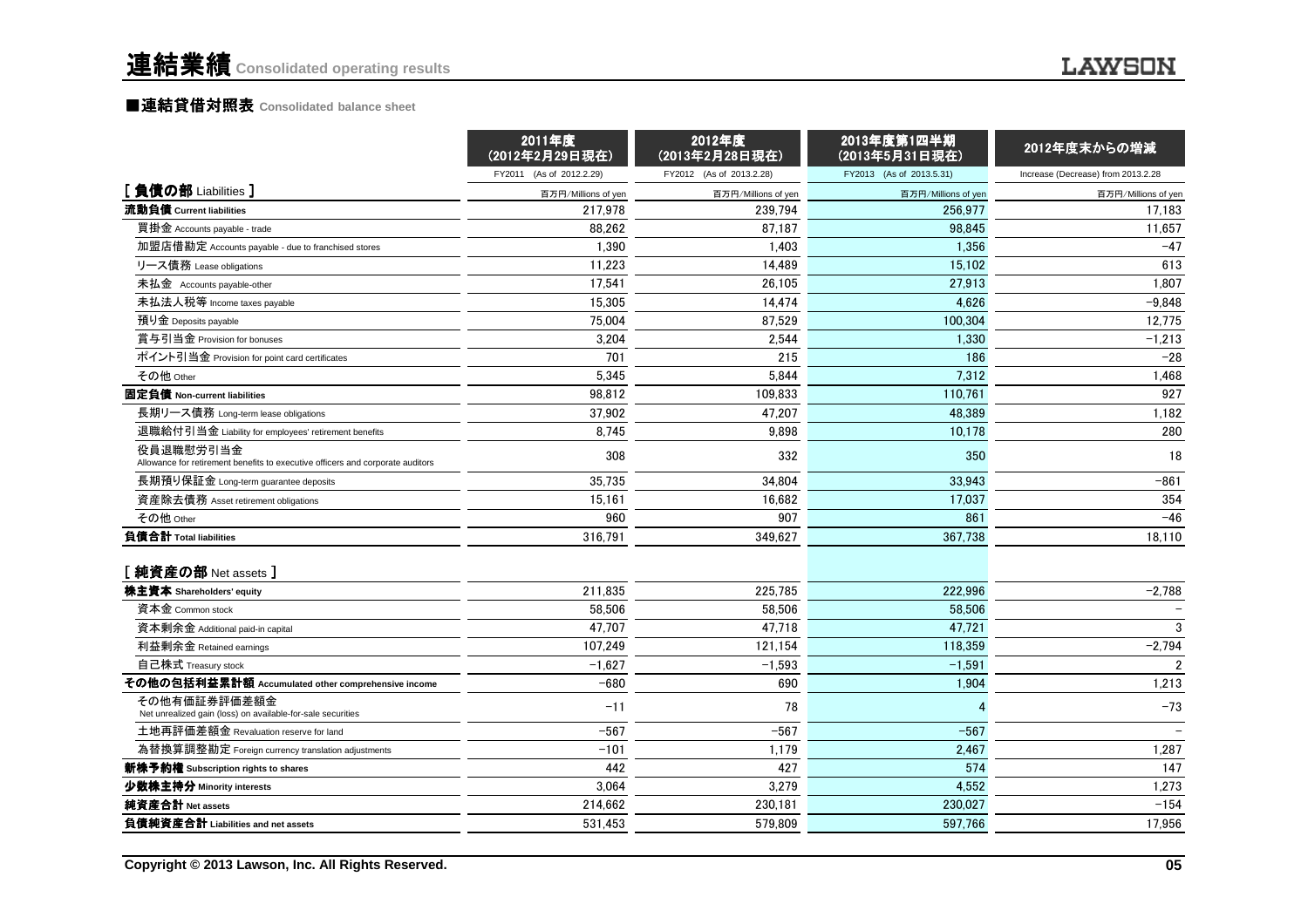# 連結業績 Consolidated operating results

## ■連結貸借対照表 Consolidated balance sheet

| | 2011年度 (2012年2月29日現在) | 2012年度 (2013年2月28日現在) | 2013年度第1四半期 (2013年5月31日現在) | 2012年度末からの増減 |
|---|---|---|---|---|
| | FY2011 (As of 2012.2.29) | FY2012 (As of 2013.2.28) | FY2013 (As of 2013.5.31) | Increase (Decrease) from 2013.2.28 |
| **[ 負債の部 Liabilities ]** | 百万円/Millions of yen | 百万円/Millions of yen | 百万円/Millions of yen | 百万円/Millions of yen |
| **流動負債 Current liabilities** | 217,978 | 239,794 | 256,977 | 17,183 |
| 買掛金 Accounts payable - trade | 88,262 | 87,187 | 98,845 | 11,657 |
| 加盟店借勘定 Accounts payable - due to franchised stores | 1,390 | 1,403 | 1,356 | −47 |
| リース債務 Lease obligations | 11,223 | 14,489 | 15,102 | 613 |
| 未払金 Accounts payable-other | 17,541 | 26,105 | 27,913 | 1,807 |
| 未払法人税等 Income taxes payable | 15,305 | 14,474 | 4,626 | −9,848 |
| 預り金 Deposits payable | 75,004 | 87,529 | 100,304 | 12,775 |
| 賞与引当金 Provision for bonuses | 3,204 | 2,544 | 1,330 | −1,213 |
| ポイント引当金 Provision for point card certificates | 701 | 215 | 186 | −28 |
| その他 Other | 5,345 | 5,844 | 7,312 | 1,468 |
| **固定負債 Non-current liabilities** | 98,812 | 109,833 | 110,761 | 927 |
| 長期リース債務 Long-term lease obligations | 37,902 | 47,207 | 48,389 | 1,182 |
| 退職給付引当金 Liability for employees' retirement benefits | 8,745 | 9,898 | 10,178 | 280 |
| 役員退職慰労引当金 Allowance for retirement benefits to executive officers and corporate auditors | 308 | 332 | 350 | 18 |
| 長期預り保証金 Long-term guarantee deposits | 35,735 | 34,804 | 33,943 | −861 |
| 資産除去債務 Asset retirement obligations | 15,161 | 16,682 | 17,037 | 354 |
| その他 Other | 960 | 907 | 861 | −46 |
| **負債合計 Total liabilities** | 316,791 | 349,627 | 367,738 | 18,110 |
| **[ 純資産の部 Net assets ]** | | | | |
| **株主資本 Shareholders' equity** | 211,835 | 225,785 | 222,996 | −2,788 |
| 資本金 Common stock | 58,506 | 58,506 | 58,506 | − |
| 資本剰余金 Additional paid-in capital | 47,707 | 47,718 | 47,721 | 3 |
| 利益剰余金 Retained earnings | 107,249 | 121,154 | 118,359 | −2,794 |
| 自己株式 Treasury stock | −1,627 | −1,593 | −1,591 | 2 |
| **その他の包括利益累計額 Accumulated other comprehensive income** | −680 | 690 | 1,904 | 1,213 |
| その他有価証券評価差額金 Net unrealized gain (loss) on available-for-sale securities | −11 | 78 | 4 | −73 |
| 土地再評価差額金 Revaluation reserve for land | −567 | −567 | −567 | − |
| 為替換算調整勘定 Foreign currency translation adjustments | −101 | 1,179 | 2,467 | 1,287 |
| **新株予約権 Subscription rights to shares** | 442 | 427 | 574 | 147 |
| **少数株主持分 Minority interests** | 3,064 | 3,279 | 4,552 | 1,273 |
| **純資産合計 Net assets** | 214,662 | 230,181 | 230,027 | −154 |
| **負債純資産合計 Liabilities and net assets** | 531,453 | 579,809 | 597,766 | 17,956 |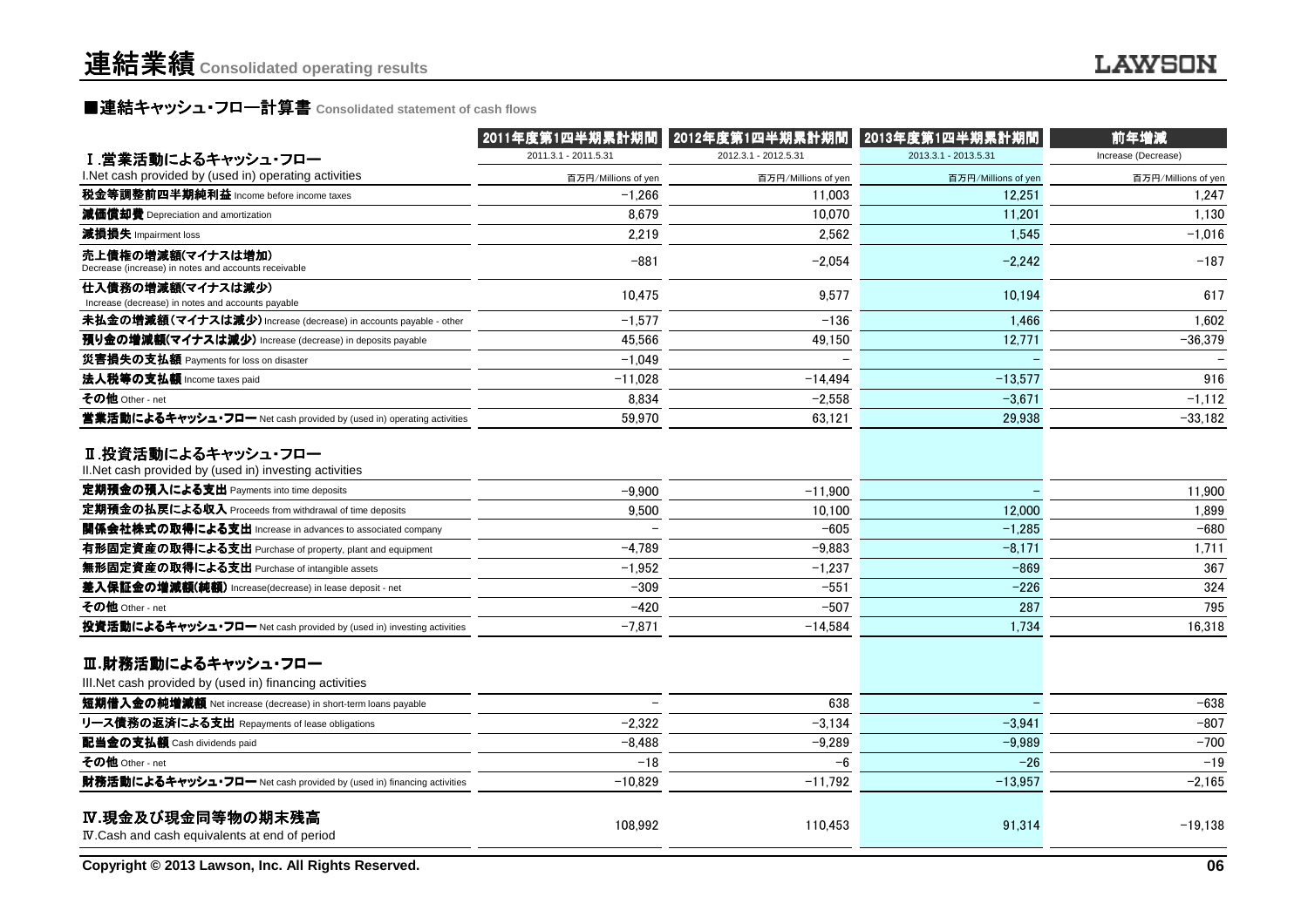# 連結業績 Consolidated operating results

## ■連結キャッシュ・フロー計算書 Consolidated statement of cash flows

| | 2011年度第1四半期累計期間 | 2012年度第1四半期累計期間 | 2013年度第1四半期累計期間 | 前年増減 |
|---|---|---|---|---|
| **Ⅰ.営業活動によるキャッシュ・フロー** | 2011.3.1 - 2011.5.31 | 2012.3.1 - 2012.5.31 | 2013.3.1 - 2013.5.31 | Increase (Decrease) |
| I.Net cash provided by (used in) operating activities | 百万円/Millions of yen | 百万円/Millions of yen | 百万円/Millions of yen | 百万円/Millions of yen |
| **税金等調整前四半期純利益** Income before income taxes | -1,266 | 11,003 | 12,251 | 1,247 |
| **減価償却費** Depreciation and amortization | 8,679 | 10,070 | 11,201 | 1,130 |
| **減損損失** Impairment loss | 2,219 | 2,562 | 1,545 | -1,016 |
| **売上債権の増減額(マイナスは増加)** Decrease (increase) in notes and accounts receivable | -881 | -2,054 | -2,242 | -187 |
| **仕入債務の増減額(マイナスは減少)** Increase (decrease) in notes and accounts payable | 10,475 | 9,577 | 10,194 | 617 |
| **未払金の増減額(マイナスは減少)** Increase (decrease) in accounts payable - other | -1,577 | -136 | 1,466 | 1,602 |
| **預り金の増減額(マイナスは減少)** Increase (decrease) in deposits payable | 45,566 | 49,150 | 12,771 | -36,379 |
| **災害損失の支払額** Payments for loss on disaster | -1,049 | - | - | - |
| **法人税等の支払額** Income taxes paid | -11,028 | -14,494 | -13,577 | 916 |
| **その他** Other - net | 8,834 | -2,558 | -3,671 | -1,112 |
| **営業活動によるキャッシュ・フロー** Net cash provided by (used in) operating activities | 59,970 | 63,121 | 29,938 | -33,182 |
| **Ⅱ.投資活動によるキャッシュ・フロー** II.Net cash provided by (used in) investing activities | | | | |
| **定期預金の預入による支出** Payments into time deposits | -9,900 | -11,900 | - | 11,900 |
| **定期預金の払戻による収入** Proceeds from withdrawal of time deposits | 9,500 | 10,100 | 12,000 | 1,899 |
| **関係会社株式の取得による支出** Increase in advances to associated company | - | -605 | -1,285 | -680 |
| **有形固定資産の取得による支出** Purchase of property, plant and equipment | -4,789 | -9,883 | -8,171 | 1,711 |
| **無形固定資産の取得による支出** Purchase of intangible assets | -1,952 | -1,237 | -869 | 367 |
| **差入保証金の増減額(純額)** Increase(decrease) in lease deposit - net | -309 | -551 | -226 | 324 |
| **その他** Other - net | -420 | -507 | 287 | 795 |
| **投資活動によるキャッシュ・フロー** Net cash provided by (used in) investing activities | -7,871 | -14,584 | 1,734 | 16,318 |
| **Ⅲ.財務活動によるキャッシュ・フロー** III.Net cash provided by (used in) financing activities | | | | |
| **短期借入金の純増減額** Net increase (decrease) in short-term loans payable | - | 638 | - | -638 |
| **リース債務の返済による支出** Repayments of lease obligations | -2,322 | -3,134 | -3,941 | -807 |
| **配当金の支払額** Cash dividends paid | -8,488 | -9,289 | -9,989 | -700 |
| **その他** Other - net | -18 | -6 | -26 | -19 |
| **財務活動によるキャッシュ・フロー** Net cash provided by (used in) financing activities | -10,829 | -11,792 | -13,957 | -2,165 |
| **Ⅳ.現金及び現金同等物の期末残高** Ⅳ.Cash and cash equivalents at end of period | 108,992 | 110,453 | 91,314 | -19,138 |

Copyright © 2013 Lawson, Inc. All Rights Reserved.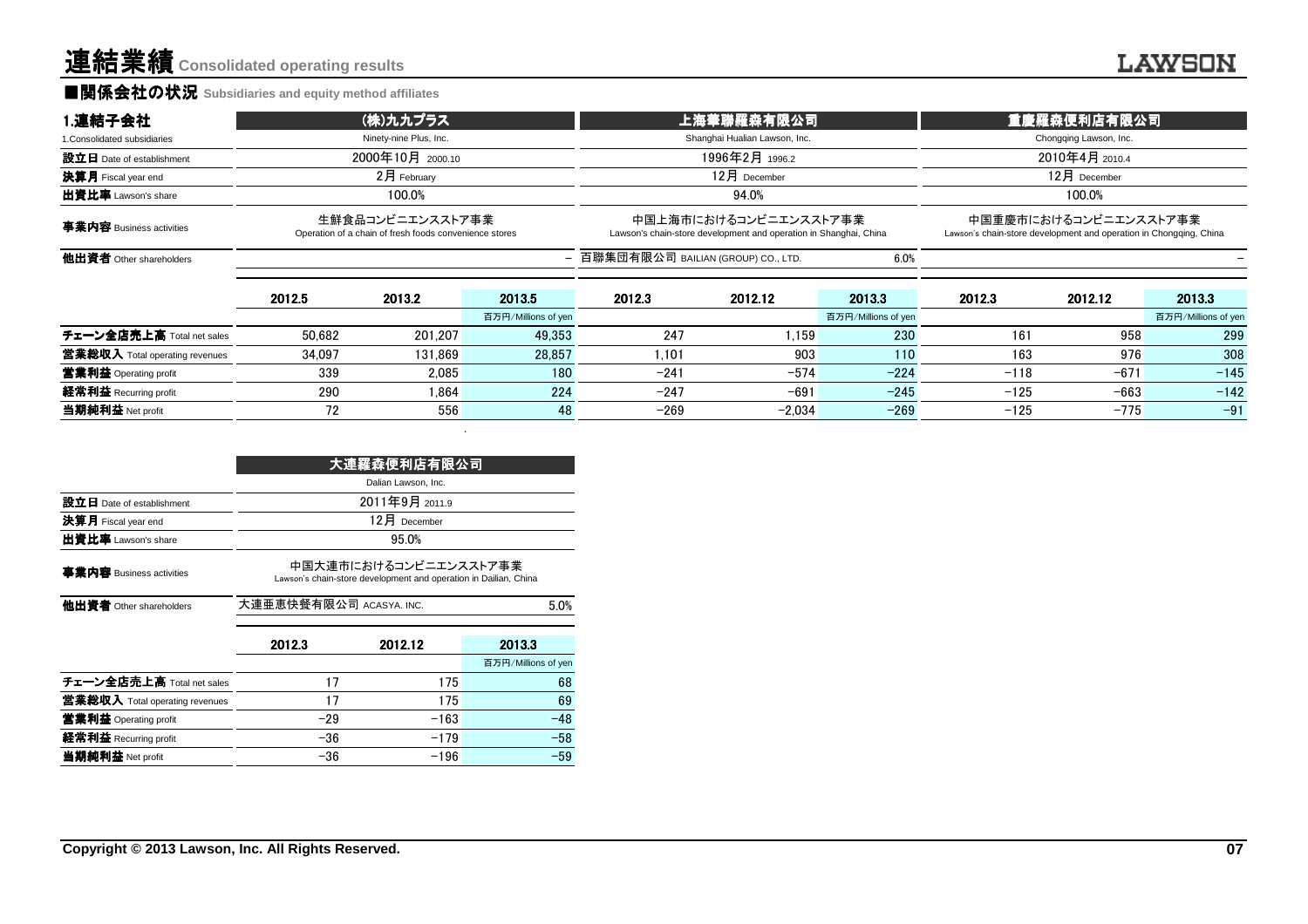# 連結業績 Consolidated operating results

## ■関係会社の状況 Subsidiaries and equity method affiliates

### 1.連結子会社 1.Consolidated subsidiaries

| | (株)九九プラス | | | 上海華聯羅森有限公司 | | | 重慶羅森便利店有限公司 | | |
|---|---|---|---|---|---|---|---|---|---|
| | Ninety-nine Plus, Inc. | | | Shanghai Hualian Lawson, Inc. | | | Chongqing Lawson, Inc. | | |
| **設立日** Date of establishment | 2000年10月 2000.10 | | | 1996年2月 1996.2 | | | 2010年4月 2010.4 | | |
| **決算月** Fiscal year end | 2月 February | | | 12月 December | | | 12月 December | | |
| **出資比率** Lawson's share | 100.0% | | | 94.0% | | | 100.0% | | |
| **事業内容** Business activities | 生鮮食品コンビニエンスストア事業 Operation of a chain of fresh foods convenience stores | | | 中国上海市におけるコンビニエンスストア事業 Lawson's chain-store development and operation in Shanghai, China | | | 中国重慶市におけるコンビニエンスストア事業 Lawson's chain-store development and operation in Chongqing, China | | |
| **他出資者** Other shareholders | | | – | 百聯集団有限公司 BAILIAN (GROUP) CO., LTD. | | 6.0% | | | – |
| | 2012.5 | 2013.2 | 2013.5 | 2012.3 | 2012.12 | 2013.3 | 2012.3 | 2012.12 | 2013.3 |
| | | | 百万円/Millions of yen | | | 百万円/Millions of yen | | | 百万円/Millions of yen |
| **チェーン全店売上高** Total net sales | 50,682 | 201,207 | 49,353 | 247 | 1,159 | 230 | 161 | 958 | 299 |
| **営業総収入** Total operating revenues | 34,097 | 131,869 | 28,857 | 1,101 | 903 | 110 | 163 | 976 | 308 |
| **営業利益** Operating profit | 339 | 2,085 | 180 | −241 | −574 | −224 | −118 | −671 | −145 |
| **経常利益** Recurring profit | 290 | 1,864 | 224 | −247 | −691 | −245 | −125 | −663 | −142 |
| **当期純利益** Net profit | 72 | 556 | 48 | −269 | −2,034 | −269 | −125 | −775 | −91 |

| | 大連羅森便利店有限公司 | | |
|---|---|---|---|
| | Dalian Lawson, Inc. | | |
| **設立日** Date of establishment | 2011年9月 2011.9 | | |
| **決算月** Fiscal year end | 12月 December | | |
| **出資比率** Lawson's share | 95.0% | | |
| **事業内容** Business activities | 中国大連市におけるコンビニエンスストア事業 Lawson's chain-store development and operation in Dailian, China | | |
| **他出資者** Other shareholders | 大連亜恵快餐有限公司 ACASYA. INC. | | 5.0% |
| | 2012.3 | 2012.12 | 2013.3 |
| | | | 百万円/Millions of yen |
| **チェーン全店売上高** Total net sales | 17 | 175 | 68 |
| **営業総収入** Total operating revenues | 17 | 175 | 69 |
| **営業利益** Operating profit | −29 | −163 | −48 |
| **経常利益** Recurring profit | −36 | −179 | −58 |
| **当期純利益** Net profit | −36 | −196 | −59 |

Copyright © 2013 Lawson, Inc. All Rights Reserved.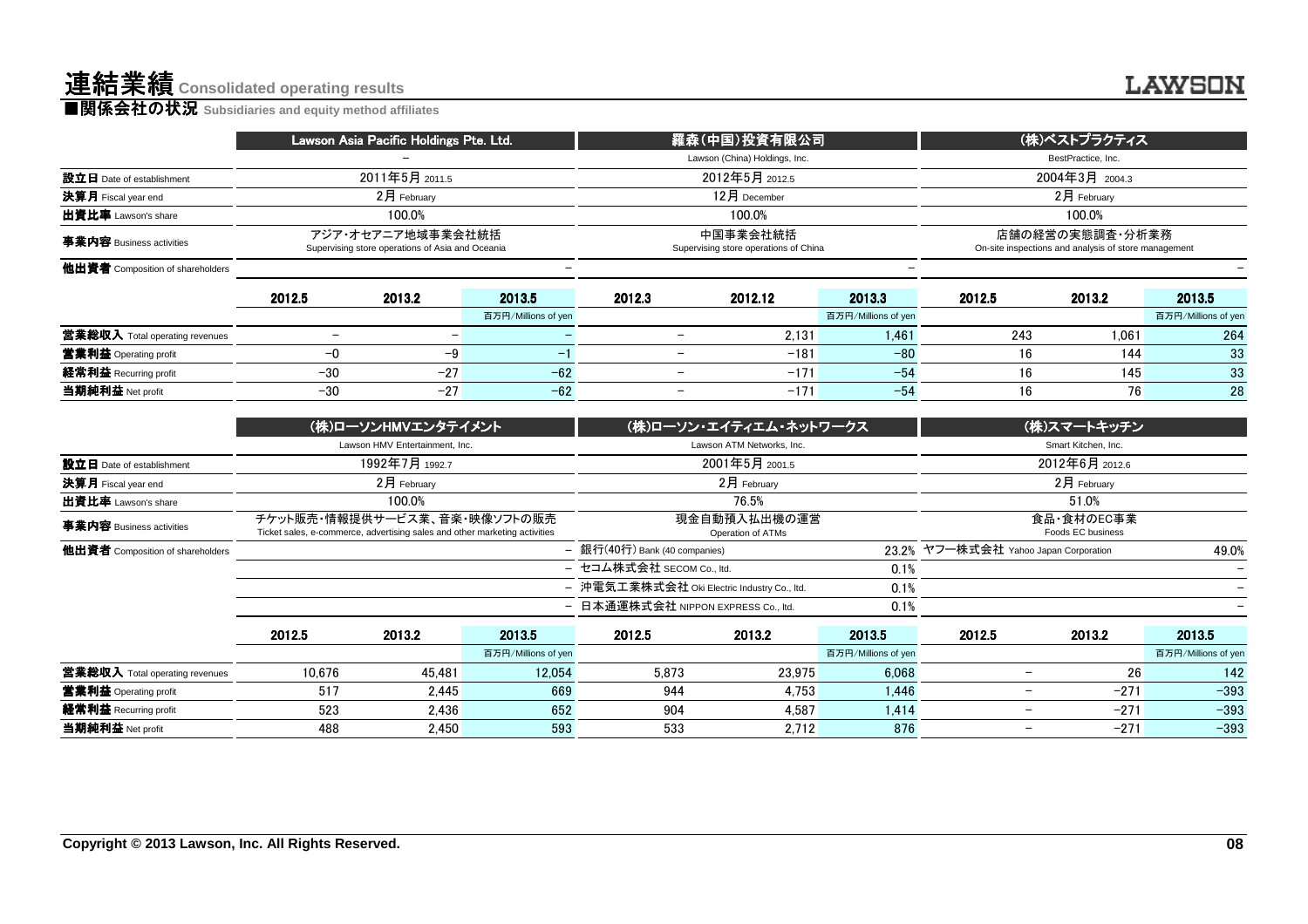# 連結業績 Consolidated operating results

## ■関係会社の状況 Subsidiaries and equity method affiliates

| | Lawson Asia Pacific Holdings Pte. Ltd. | | | 羅森(中国)投資有限公司 | | | (株)ベストプラクティス | | |
|---|---|---|---|---|---|---|---|---|---|
| | − | | | Lawson (China) Holdings, Inc. | | | BestPractice, Inc. | | |
| 設立日 Date of establishment | 2011年5月 2011.5 | | | 2012年5月 2012.5 | | | 2004年3月 2004.3 | | |
| 決算月 Fiscal year end | 2月 February | | | 12月 December | | | 2月 February | | |
| 出資比率 Lawson's share | 100.0% | | | 100.0% | | | 100.0% | | |
| 事業内容 Business activities | アジア･オセアニア地域事業会社統括 Supervising store operations of Asia and Oceania | | | 中国事業会社統括 Supervising store operations of China | | | 店舗の経営の実態調査・分析業務 On-site inspections and analysis of store management | | |
| 他出資者 Composition of shareholders | | | − | | | − | | | − |
| | 2012.5 | 2013.2 | 2013.5 | 2012.3 | 2012.12 | 2013.3 | 2012.5 | 2013.2 | 2013.5 |
| | | | 百万円/Millions of yen | | | 百万円/Millions of yen | | | 百万円/Millions of yen |
| 営業総収入 Total operating revenues | − | − | − | − | 2,131 | 1,461 | 243 | 1,061 | 264 |
| 営業利益 Operating profit | −0 | −9 | −1 | − | −181 | −80 | 16 | 144 | 33 |
| 経常利益 Recurring profit | −30 | −27 | −62 | − | −171 | −54 | 16 | 145 | 33 |
| 当期純利益 Net profit | −30 | −27 | −62 | − | −171 | −54 | 16 | 76 | 28 |

| | (株)ローソンHMVエンタテイメント | | | (株)ローソン・エイティエム・ネットワークス | | | (株)スマートキッチン | | |
|---|---|---|---|---|---|---|---|---|---|
| | Lawson HMV Entertainment, Inc. | | | Lawson ATM Networks, Inc. | | | Smart Kitchen, Inc. | | |
| 設立日 Date of establishment | 1992年7月 1992.7 | | | 2001年5月 2001.5 | | | 2012年6月 2012.6 | | |
| 決算月 Fiscal year end | 2月 February | | | 2月 February | | | 2月 February | | |
| 出資比率 Lawson's share | 100.0% | | | 76.5% | | | 51.0% | | |
| 事業内容 Business activities | チケット販売・情報提供サービス業、音楽・映像ソフトの販売 Ticket sales, e-commerce, advertising sales and other marketing activities | | | 現金自動預入払出機の運営 Operation of ATMs | | | 食品・食材のEC事業 Foods EC business | | |
| 他出資者 Composition of shareholders | | | − | 銀行(40行) Bank (40 companies) | | 23.2% | ヤフー株式会社 Yahoo Japan Corporation | | 49.0% |
| | | | − | セコム株式会社 SECOM Co., ltd. | | 0.1% | | | − |
| | | | − | 沖電気工業株式会社 Oki Electric Industry Co., ltd. | | 0.1% | | | − |
| | | | − | 日本通運株式会社 NIPPON EXPRESS Co., ltd. | | 0.1% | | | − |
| | 2012.5 | 2013.2 | 2013.5 | 2012.5 | 2013.2 | 2013.5 | 2012.5 | 2013.2 | 2013.5 |
| | | | 百万円/Millions of yen | | | 百万円/Millions of yen | | | 百万円/Millions of yen |
| 営業総収入 Total operating revenues | 10,676 | 45,481 | 12,054 | 5,873 | 23,975 | 6,068 | − | 26 | 142 |
| 営業利益 Operating profit | 517 | 2,445 | 669 | 944 | 4,753 | 1,446 | − | −271 | −393 |
| 経常利益 Recurring profit | 523 | 2,436 | 652 | 904 | 4,587 | 1,414 | − | −271 | −393 |
| 当期純利益 Net profit | 488 | 2,450 | 593 | 533 | 2,712 | 876 | − | −271 | −393 |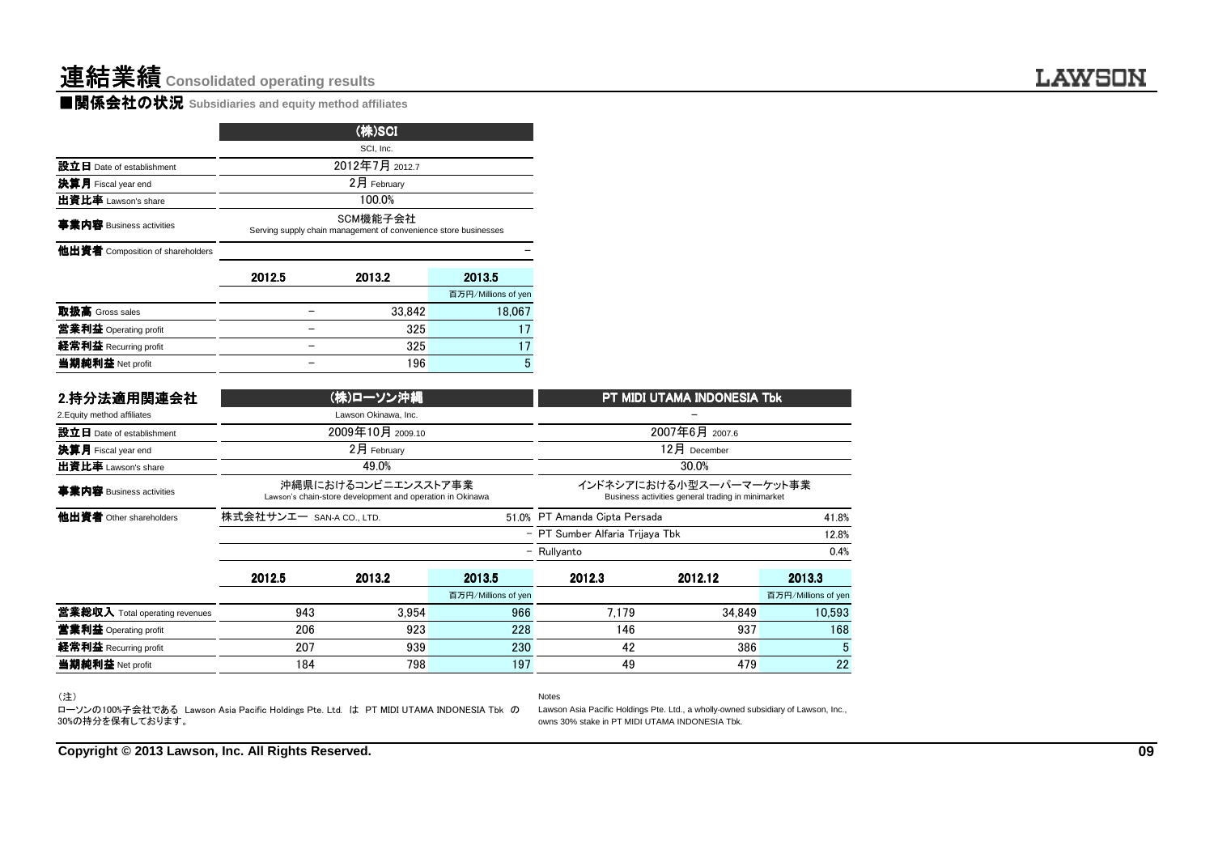# 連結業績 Consolidated operating results

## ■関係会社の状況 Subsidiaries and equity method affiliates

| | (株)SCI | | |
|---|---|---|---|
| | SCI, Inc. | | |
| **設立日** Date of establishment | 2012年7月 2012.7 | | |
| **決算月** Fiscal year end | 2月 February | | |
| **出資比率** Lawson's share | 100.0% | | |
| **事業内容** Business activities | SCM機能子会社 Serving supply chain management of convenience store businesses | | |
| **他出資者** Composition of shareholders | | | − |
| | 2012.5 | 2013.2 | 2013.5 |
| | | | 百万円/Millions of yen |
| **取扱高** Gross sales | − | 33,842 | 18,067 |
| **営業利益** Operating profit | − | 325 | 17 |
| **経常利益** Recurring profit | − | 325 | 17 |
| **当期純利益** Net profit | − | 196 | 5 |

### 2.持分法適用関連会社
2.Equity method affiliates

| | (株)ローソン沖縄 | | | PT MIDI UTAMA INDONESIA Tbk | | |
|---|---|---|---|---|---|---|
| | Lawson Okinawa, Inc. | | | − | | |
| **設立日** Date of establishment | 2009年10月 2009.10 | | | 2007年6月 2007.6 | | |
| **決算月** Fiscal year end | 2月 February | | | 12月 December | | |
| **出資比率** Lawson's share | 49.0% | | | 30.0% | | |
| **事業内容** Business activities | 沖縄県におけるコンビニエンスストア事業 Lawson's chain-store development and operation in Okinawa | | | インドネシアにおける小型スーパーマーケット事業 Business activities general trading in minimarket | | |
| **他出資者** Other shareholders | 株式会社サンエー SAN-A CO., LTD. | | 51.0% | PT Amanda Cipta Persada | | 41.8% |
| | | | − | PT Sumber Alfaria Trijaya Tbk | | 12.8% |
| | | | − | Rullyanto | | 0.4% |
| | 2012.5 | 2013.2 | 2013.5 | 2012.3 | 2012.12 | 2013.3 |
| | | | 百万円/Millions of yen | | | 百万円/Millions of yen |
| **営業総収入** Total operating revenues | 943 | 3,954 | 966 | 7,179 | 34,849 | 10,593 |
| **営業利益** Operating profit | 206 | 923 | 228 | 146 | 937 | 168 |
| **経常利益** Recurring profit | 207 | 939 | 230 | 42 | 386 | 5 |
| **当期純利益** Net profit | 184 | 798 | 197 | 49 | 479 | 22 |

(注)
ローソンの100%子会社である Lawson Asia Pacific Holdings Pte. Ltd. は PT MIDI UTAMA INDONESIA Tbk の30%の持分を保有しております。

Notes
Lawson Asia Pacific Holdings Pte. Ltd., a wholly-owned subsidiary of Lawson, Inc., owns 30% stake in PT MIDI UTAMA INDONESIA Tbk.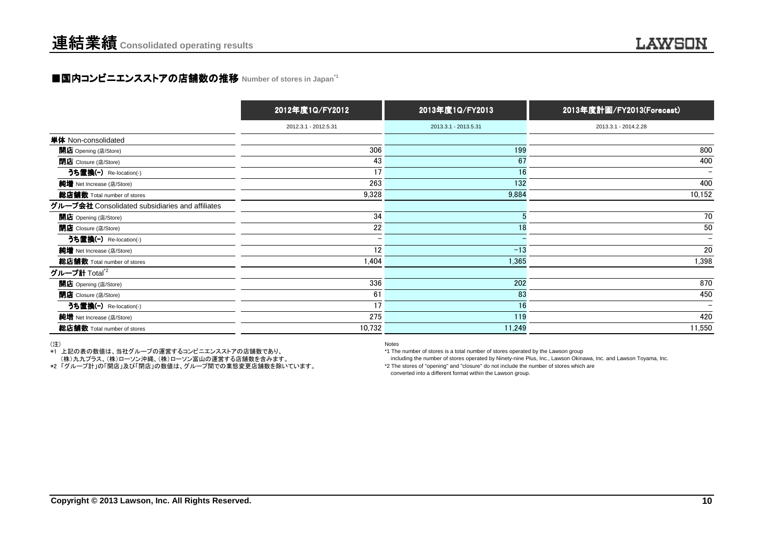# 連結業績 Consolidated operating results

## ■国内コンビニエンスストアの店舗数の推移 Number of stores in Japan[*1]

| | 2012年度1Q/FY2012 | 2013年度1Q/FY2013 | 2013年度計画/FY2013(Forecast) |
|---|---|---|---|
| | 2012.3.1 - 2012.5.31 | 2013.3.1 - 2013.5.31 | 2013.3.1 - 2014.2.28 |
| **単体** Non-consolidated | | | |
| **開店** Opening (店/Store) | 306 | 199 | 800 |
| **閉店** Closure (店/Store) | 43 | 67 | 400 |
| **うち置換(-)** Re-location(-) | 17 | 16 | − |
| **純増** Net Increase (店/Store) | 263 | 132 | 400 |
| **総店舗数** Total number of stores | 9,328 | 9,884 | 10,152 |
| **グループ会社** Consolidated subsidiaries and affiliates | | | |
| **開店** Opening (店/Store) | 34 | 5 | 70 |
| **閉店** Closure (店/Store) | 22 | 18 | 50 |
| **うち置換(-)** Re-location(-) | − | − | − |
| **純増** Net Increase (店/Store) | 12 | −13 | 20 |
| **総店舗数** Total number of stores | 1,404 | 1,365 | 1,398 |
| **グループ計** Total[*2] | | | |
| **開店** Opening (店/Store) | 336 | 202 | 870 |
| **閉店** Closure (店/Store) | 61 | 83 | 450 |
| **うち置換(-)** Re-location(-) | 17 | 16 | − |
| **純増** Net Increase (店/Store) | 275 | 119 | 420 |
| **総店舗数** Total number of stores | 10,732 | 11,249 | 11,550 |

（注）
*1 上記の表の数値は、当社グループの運営するコンビニエンスストアの店舗数であり、
（株）九九プラス、（株）ローソン沖縄、（株）ローソン富山の運営する店舗数を含みます。
*2 「グループ計」の「開店」及び「閉店」の数値は、グループ間での業態変更店舗数を除いています。

Notes
*1 The number of stores is a total number of stores operated by the Lawson group including the number of stores operated by Ninety-nine Plus, Inc., Lawson Okinawa, Inc. and Lawson Toyama, Inc.
*2 The stores of "opening" and "closure" do not include the number of stores which are converted into a different format within the Lawson group.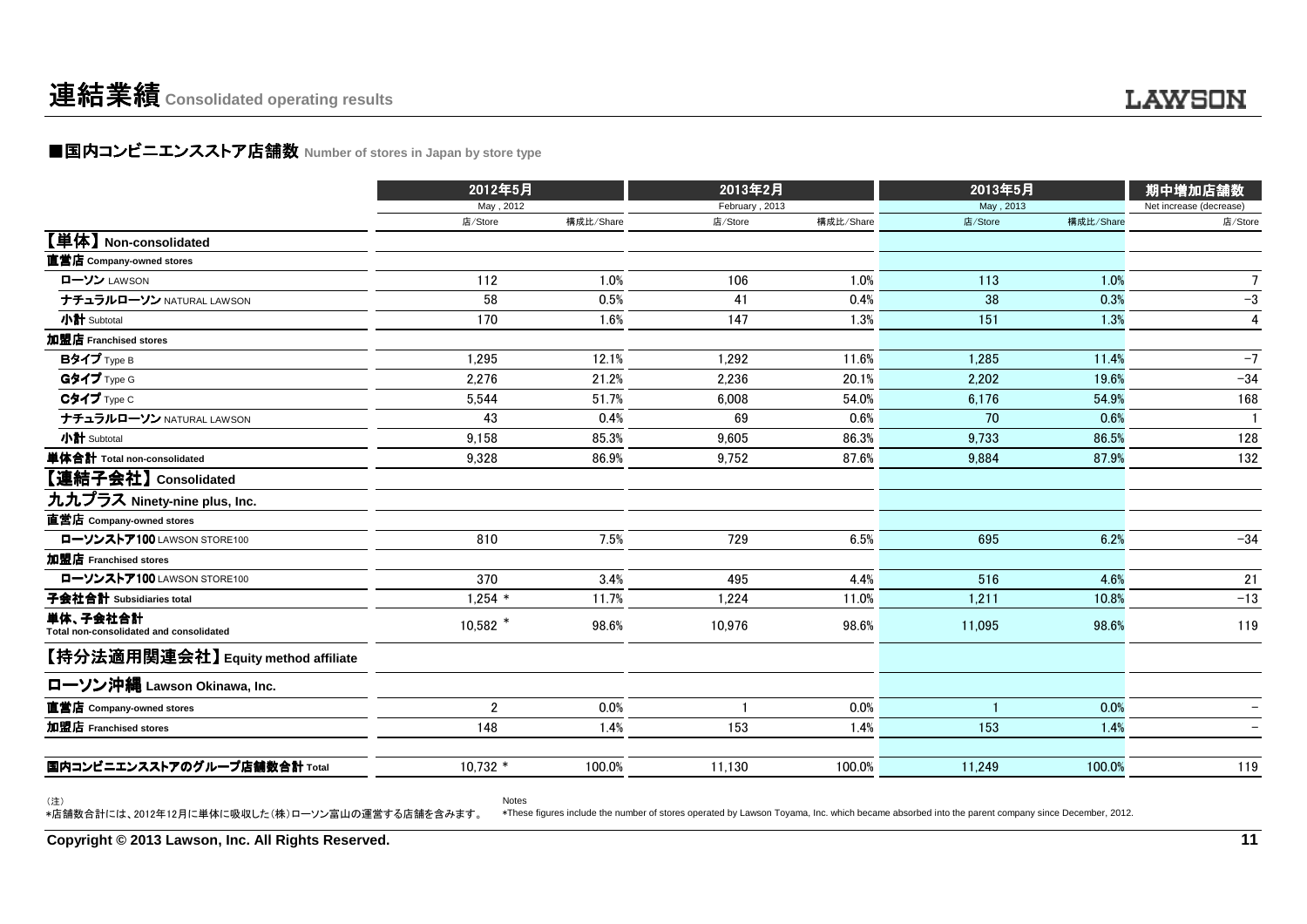# 連結業績 Consolidated operating results

## ■国内コンビニエンスストア店舗数 Number of stores in Japan by store type

| | 2012年5月 May , 2012 | | 2013年2月 February , 2013 | | 2013年5月 May , 2013 | | 期中増加店舗数 Net increase (decrease) |
|---|---|---|---|---|---|---|---|
| | 店/Store | 構成比/Share | 店/Store | 構成比/Share | 店/Store | 構成比/Share | 店/Store |
| 【単体】 Non-consolidated | | | | | | | |
| 直営店 Company-owned stores | | | | | | | |
| ローソン LAWSON | 112 | 1.0% | 106 | 1.0% | 113 | 1.0% | 7 |
| ナチュラルローソン NATURAL LAWSON | 58 | 0.5% | 41 | 0.4% | 38 | 0.3% | −3 |
| 小計 Subtotal | 170 | 1.6% | 147 | 1.3% | 151 | 1.3% | 4 |
| 加盟店 Franchised stores | | | | | | | |
| Bタイプ Type B | 1,295 | 12.1% | 1,292 | 11.6% | 1,285 | 11.4% | −7 |
| Gタイプ Type G | 2,276 | 21.2% | 2,236 | 20.1% | 2,202 | 19.6% | −34 |
| Cタイプ Type C | 5,544 | 51.7% | 6,008 | 54.0% | 6,176 | 54.9% | 168 |
| ナチュラルローソン NATURAL LAWSON | 43 | 0.4% | 69 | 0.6% | 70 | 0.6% | 1 |
| 小計 Subtotal | 9,158 | 85.3% | 9,605 | 86.3% | 9,733 | 86.5% | 128 |
| 単体合計 Total non-consolidated | 9,328 | 86.9% | 9,752 | 87.6% | 9,884 | 87.9% | 132 |
| 【連結子会社】 Consolidated | | | | | | | |
| 九九プラス Ninety-nine plus, Inc. | | | | | | | |
| 直営店 Company-owned stores | | | | | | | |
| ローソンストア100 LAWSON STORE100 | 810 | 7.5% | 729 | 6.5% | 695 | 6.2% | −34 |
| 加盟店 Franchised stores | | | | | | | |
| ローソンストア100 LAWSON STORE100 | 370 | 3.4% | 495 | 4.4% | 516 | 4.6% | 21 |
| 子会社合計 Subsidiaries total | 1,254 * | 11.7% | 1,224 | 11.0% | 1,211 | 10.8% | −13 |
| 単体、子会社合計 Total non-consolidated and consolidated | 10,582 * | 98.6% | 10,976 | 98.6% | 11,095 | 98.6% | 119 |
| 【持分法適用関連会社】 Equity method affiliate | | | | | | | |
| ローソン沖縄 Lawson Okinawa, Inc. | | | | | | | |
| 直営店 Company-owned stores | 2 | 0.0% | 1 | 0.0% | 1 | 0.0% | − |
| 加盟店 Franchised stores | 148 | 1.4% | 153 | 1.4% | 153 | 1.4% | − |
| 国内コンビニエンスストアのグループ店舗数合計 Total | 10,732 * | 100.0% | 11,130 | 100.0% | 11,249 | 100.0% | 119 |

（注）
*店舗数合計には、2012年12月に単体に吸収した(株)ローソン富山の運営する店舗を含みます。

Notes
*These figures include the number of stores operated by Lawson Toyama, Inc. which became absorbed into the parent company since December, 2012.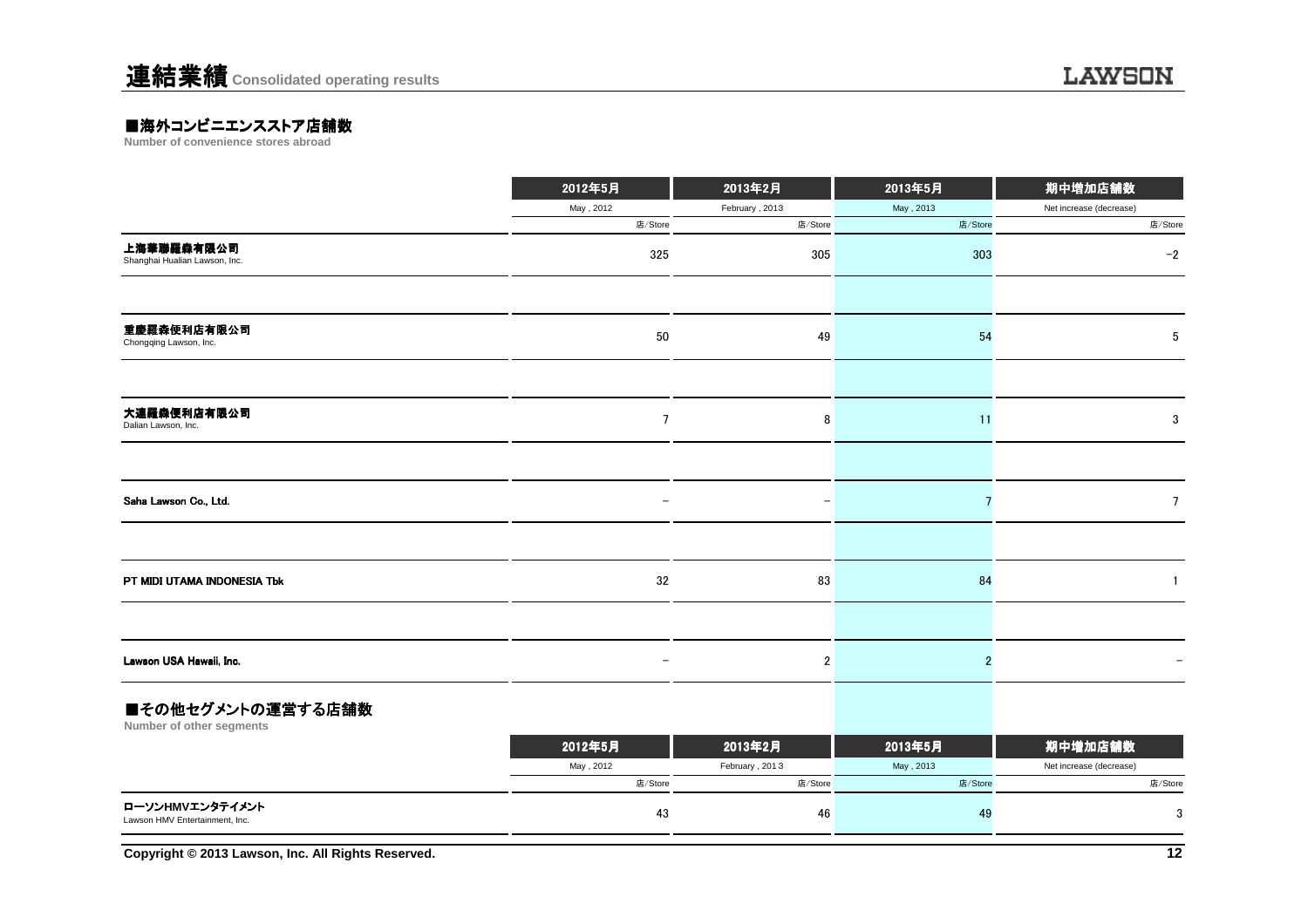# 連結業績 Consolidated operating results

## ■海外コンビニエンスストア店舗数

**Number of convenience stores abroad**

| | 2012年5月 | 2013年2月 | 2013年5月 | 期中増加店舗数 |
|---|---|---|---|---|
| | May , 2012 | February , 2013 | May , 2013 | Net increase (decrease) |
| | 店/Store | 店/Store | 店/Store | 店/Store |
| 上海華聯羅森有限公司 Shanghai Hualian Lawson, Inc. | 325 | 305 | 303 | −2 |
| 重慶羅森便利店有限公司 Chongqing Lawson, Inc. | 50 | 49 | 54 | 5 |
| 大連羅森便利店有限公司 Dalian Lawson, Inc. | 7 | 8 | 11 | 3 |
| Saha Lawson Co., Ltd. | − | − | 7 | 7 |
| PT MIDI UTAMA INDONESIA Tbk | 32 | 83 | 84 | 1 |
| Lawson USA Hawaii, Inc. | − | 2 | 2 | − |

## ■その他セグメントの運営する店舗数

**Number of other segments**

| | 2012年5月 | 2013年2月 | 2013年5月 | 期中増加店舗数 |
|---|---|---|---|---|
| | May , 2012 | February , 2013 | May , 2013 | Net increase (decrease) |
| | 店/Store | 店/Store | 店/Store | 店/Store |
| ローソンHMVエンタテイメント Lawson HMV Entertainment, Inc. | 43 | 46 | 49 | 3 |

Copyright © 2013 Lawson, Inc. All Rights Reserved.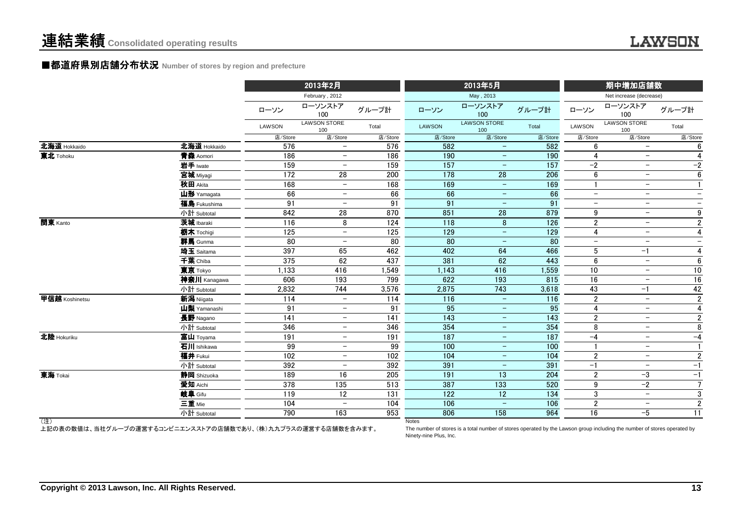# 連結業績 Consolidated operating results

## ■都道府県別店舗分布状況 Number of stores by region and prefecture

| | | 2013年2月 February , 2012 | | | 2013年5月 May , 2013 | | | 期中増加店舗数 Net increase (decrease) | | |
|---|---|---|---|---|---|---|---|---|---|---|
| | | ローソン LAWSON | ローソンストア100 LAWSON STORE 100 | グループ計 Total | ローソン LAWSON | ローソンストア100 LAWSON STORE 100 | グループ計 Total | ローソン LAWSON | ローソンストア100 LAWSON STORE 100 | グループ計 Total |
| | | 店/Store | 店/Store | 店/Store | 店/Store | 店/Store | 店/Store | 店/Store | 店/Store | 店/Store |
| 北海道 Hokkaido | 北海道 Hokkaido | 576 | − | 576 | 582 | − | 582 | 6 | − | 6 |
| 東北 Tohoku | 青森 Aomori | 186 | − | 186 | 190 | − | 190 | 4 | − | 4 |
| | 岩手 Iwate | 159 | − | 159 | 157 | − | 157 | −2 | − | −2 |
| | 宮城 Miyagi | 172 | 28 | 200 | 178 | 28 | 206 | 6 | − | 6 |
| | 秋田 Akita | 168 | − | 168 | 169 | − | 169 | 1 | − | 1 |
| | 山形 Yamagata | 66 | − | 66 | 66 | − | 66 | − | − | − |
| | 福島 Fukushima | 91 | − | 91 | 91 | − | 91 | − | − | − |
| | 小計 Subtotal | 842 | 28 | 870 | 851 | 28 | 879 | 9 | − | 9 |
| 関東 Kanto | 茨城 Ibaraki | 116 | 8 | 124 | 118 | 8 | 126 | 2 | − | 2 |
| | 栃木 Tochigi | 125 | − | 125 | 129 | − | 129 | 4 | − | 4 |
| | 群馬 Gunma | 80 | − | 80 | 80 | − | 80 | − | − | − |
| | 埼玉 Saitama | 397 | 65 | 462 | 402 | 64 | 466 | 5 | −1 | 4 |
| | 千葉 Chiba | 375 | 62 | 437 | 381 | 62 | 443 | 6 | − | 6 |
| | 東京 Tokyo | 1,133 | 416 | 1,549 | 1,143 | 416 | 1,559 | 10 | − | 10 |
| | 神奈川 Kanagawa | 606 | 193 | 799 | 622 | 193 | 815 | 16 | − | 16 |
| | 小計 Subtotal | 2,832 | 744 | 3,576 | 2,875 | 743 | 3,618 | 43 | −1 | 42 |
| 甲信越 Koshinetsu | 新潟 Niigata | 114 | − | 114 | 116 | − | 116 | 2 | − | 2 |
| | 山梨 Yamanashi | 91 | − | 91 | 95 | − | 95 | 4 | − | 4 |
| | 長野 Nagano | 141 | − | 141 | 143 | − | 143 | 2 | − | 2 |
| | 小計 Subtotal | 346 | − | 346 | 354 | − | 354 | 8 | − | 8 |
| 北陸 Hokuriku | 富山 Toyama | 191 | − | 191 | 187 | − | 187 | −4 | − | −4 |
| | 石川 Ishikawa | 99 | − | 99 | 100 | − | 100 | 1 | − | 1 |
| | 福井 Fukui | 102 | − | 102 | 104 | − | 104 | 2 | − | 2 |
| | 小計 Subtotal | 392 | − | 392 | 391 | − | 391 | −1 | − | −1 |
| 東海 Tokai | 静岡 Shizuoka | 189 | 16 | 205 | 191 | 13 | 204 | 2 | −3 | −1 |
| | 愛知 Aichi | 378 | 135 | 513 | 387 | 133 | 520 | 9 | −2 | 7 |
| | 岐阜 Gifu | 119 | 12 | 131 | 122 | 12 | 134 | 3 | − | 3 |
| | 三重 Mie | 104 | − | 104 | 106 | − | 106 | 2 | − | 2 |
| | 小計 Subtotal | 790 | 163 | 953 | 806 | 158 | 964 | 16 | −5 | 11 |

(注)
上記の表の数値は、当社グループの運営するコンビニエンスストアの店舗数であり、(株)九九プラスの運営する店舗数を含みます。

Notes
The number of stores is a total number of stores operated by the Lawson group including the number of stores operated by Ninety-nine Plus, Inc.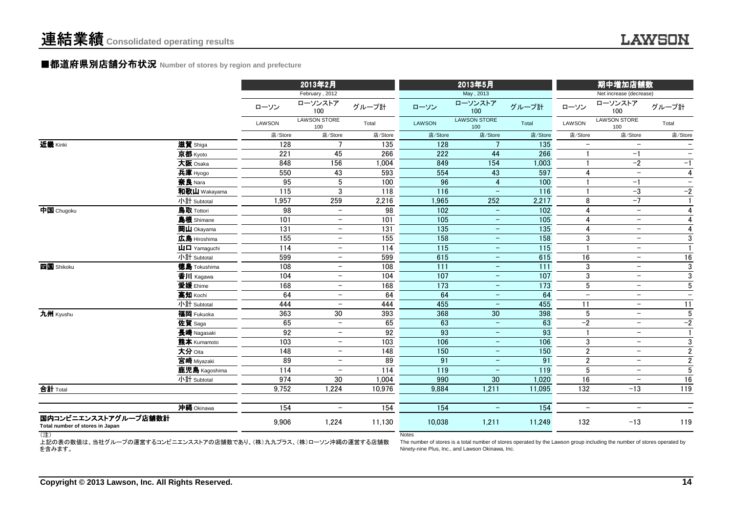# 連結業績 Consolidated operating results

## ■都道府県別店舗分布状況 Number of stores by region and prefecture

| | | 2013年2月 February , 2012 | | | 2013年5月 May , 2013 | | | 期中増加店舗数 Net increase (decrease) | | |
|---|---|---|---|---|---|---|---|---|---|---|
| | | ローソン LAWSON | ローソンストア100 LAWSON STORE 100 | グループ計 Total | ローソン LAWSON | ローソンストア100 LAWSON STORE 100 | グループ計 Total | ローソン LAWSON | ローソンストア100 LAWSON STORE 100 | グループ計 Total |
| | | 店/Store | 店/Store | 店/Store | 店/Store | 店/Store | 店/Store | 店/Store | 店/Store | 店/Store |
| 近畿 Kinki | 滋賀 Shiga | 128 | 7 | 135 | 128 | 7 | 135 | − | − | − |
| | 京都 Kyoto | 221 | 45 | 266 | 222 | 44 | 266 | 1 | −1 | − |
| | 大阪 Osaka | 848 | 156 | 1,004 | 849 | 154 | 1,003 | 1 | −2 | −1 |
| | 兵庫 Hyogo | 550 | 43 | 593 | 554 | 43 | 597 | 4 | − | 4 |
| | 奈良 Nara | 95 | 5 | 100 | 96 | 4 | 100 | 1 | −1 | − |
| | 和歌山 Wakayama | 115 | 3 | 118 | 116 | − | 116 | 1 | −3 | −2 |
| | 小計 Subtotal | 1,957 | 259 | 2,216 | 1,965 | 252 | 2,217 | 8 | −7 | 1 |
| 中国 Chugoku | 鳥取 Tottori | 98 | − | 98 | 102 | − | 102 | 4 | − | 4 |
| | 島根 Shimane | 101 | − | 101 | 105 | − | 105 | 4 | − | 4 |
| | 岡山 Okayama | 131 | − | 131 | 135 | − | 135 | 4 | − | 4 |
| | 広島 Hiroshima | 155 | − | 155 | 158 | − | 158 | 3 | − | 3 |
| | 山口 Yamaguchi | 114 | − | 114 | 115 | − | 115 | 1 | − | 1 |
| | 小計 Subtotal | 599 | − | 599 | 615 | − | 615 | 16 | − | 16 |
| 四国 Shikoku | 徳島 Tokushima | 108 | − | 108 | 111 | − | 111 | 3 | − | 3 |
| | 香川 Kagawa | 104 | − | 104 | 107 | − | 107 | 3 | − | 3 |
| | 愛媛 Ehime | 168 | − | 168 | 173 | − | 173 | 5 | − | 5 |
| | 高知 Kochi | 64 | − | 64 | 64 | − | 64 | − | − | − |
| | 小計 Subtotal | 444 | − | 444 | 455 | − | 455 | 11 | − | 11 |
| 九州 Kyushu | 福岡 Fukuoka | 363 | 30 | 393 | 368 | 30 | 398 | 5 | − | 5 |
| | 佐賀 Saga | 65 | − | 65 | 63 | − | 63 | −2 | − | −2 |
| | 長崎 Nagasaki | 92 | − | 92 | 93 | − | 93 | 1 | − | 1 |
| | 熊本 Kumamoto | 103 | − | 103 | 106 | − | 106 | 3 | − | 3 |
| | 大分 Oita | 148 | − | 148 | 150 | − | 150 | 2 | − | 2 |
| | 宮崎 Miyazaki | 89 | − | 89 | 91 | − | 91 | 2 | − | 2 |
| | 鹿児島 Kagoshima | 114 | − | 114 | 119 | − | 119 | 5 | − | 5 |
| | 小計 Subtotal | 974 | 30 | 1,004 | 990 | 30 | 1,020 | 16 | − | 16 |
| 合計 Total | | 9,752 | 1,224 | 10,976 | 9,884 | 1,211 | 11,095 | 132 | −13 | 119 |
| | 沖縄 Okinawa | 154 | − | 154 | 154 | − | 154 | − | − | − |
| 国内コンビニエンスストアグループ店舗数計 Total number of stores in Japan | | 9,906 | 1,224 | 11,130 | 10,038 | 1,211 | 11,249 | 132 | −13 | 119 |

（注）
上記の表の数値は、当社グループの運営するコンビニエンスストアの店舗数であり、(株)九九プラス、(株)ローソン沖縄の運営する店舗数を含みます。

Notes
The number of stores is a total number of stores operated by the Lawson group including the number of stores operated by Ninety-nine Plus, Inc., and Lawson Okinawa, Inc.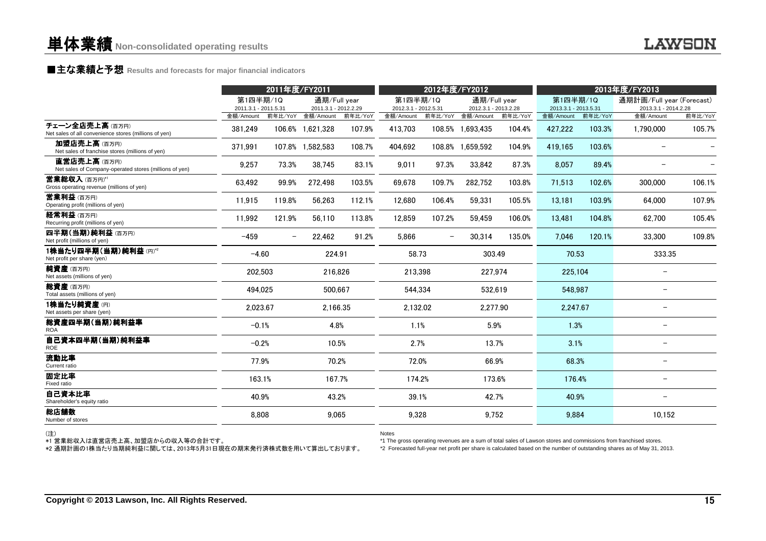# 単体業績 Non-consolidated operating results

## ■主な業績と予想 Results and forecasts for major financial indicators

| | 2011年度/FY2011 | | | | 2012年度/FY2012 | | | | 2013年度/FY2013 | | | |
|---|---|---|---|---|---|---|---|---|---|---|---|---|
| | 第1四半期/1Q 2011.3.1 - 2011.5.31 | | 通期/Full year 2011.3.1 - 2012.2.29 | | 第1四半期/1Q 2012.3.1 - 2012.5.31 | | 通期/Full year 2012.3.1 - 2013.2.28 | | 第1四半期/1Q 2013.3.1 - 2013.5.31 | | 通期計画/Full year (Forecast) 2013.3.1 - 2014.2.28 | |
| | 金額/Amount | 前年比/YoY | 金額/Amount | 前年比/YoY | 金額/Amount | 前年比/YoY | 金額/Amount | 前年比/YoY | 金額/Amount | 前年比/YoY | 金額/Amount | 前年比/YoY |
| チェーン全店売上高 (百万円) Net sales of all convenience stores (millions of yen) | 381,249 | 106.6% | 1,621,328 | 107.9% | 413,703 | 108.5% | 1,693,435 | 104.4% | 427,222 | 103.3% | 1,790,000 | 105.7% |
| 加盟店売上高 (百万円) Net sales of franchise stores (millions of yen) | 371,991 | 107.8% | 1,582,583 | 108.7% | 404,692 | 108.8% | 1,659,592 | 104.9% | 419,165 | 103.6% | − | − |
| 直営店売上高 (百万円) Net sales of Company-operated stores (millions of yen) | 9,257 | 73.3% | 38,745 | 83.1% | 9,011 | 97.3% | 33,842 | 87.3% | 8,057 | 89.4% | − | − |
| 営業総収入 (百万円)*1 Gross operating revenue (millions of yen) | 63,492 | 99.9% | 272,498 | 103.5% | 69,678 | 109.7% | 282,752 | 103.8% | 71,513 | 102.6% | 300,000 | 106.1% |
| 営業利益 (百万円) Operating profit (millions of yen) | 11,915 | 119.8% | 56,263 | 112.1% | 12,680 | 106.4% | 59,331 | 105.5% | 13,181 | 103.9% | 64,000 | 107.9% |
| 経常利益 (百万円) Recurring profit (millions of yen) | 11,992 | 121.9% | 56,110 | 113.8% | 12,859 | 107.2% | 59,459 | 106.0% | 13,481 | 104.8% | 62,700 | 105.4% |
| 四半期(当期)純利益 (百万円) Net profit (millions of yen) | −459 | − | 22,462 | 91.2% | 5,866 | − | 30,314 | 135.0% | 7,046 | 120.1% | 33,300 | 109.8% |
| 1株当たり四半期(当期)純利益 (円)*2 Net profit per share (yen) | −4.60 | | 224.91 | | 58.73 | | 303.49 | | 70.53 | | 333.35 | |
| 純資産 (百万円) Net assets (millions of yen) | 202,503 | | 216,826 | | 213,398 | | 227,974 | | 225,104 | | − | |
| 総資産 (百万円) Total assets (millions of yen) | 494,025 | | 500,667 | | 544,334 | | 532,619 | | 548,987 | | − | |
| 1株当たり純資産 (円) Net assets per share (yen) | 2,023.67 | | 2,166.35 | | 2,132.02 | | 2,277.90 | | 2,247.67 | | − | |
| 総資産四半期(当期)純利益率 ROA | −0.1% | | 4.8% | | 1.1% | | 5.9% | | 1.3% | | − | |
| 自己資本四半期(当期)純利益率 ROE | −0.2% | | 10.5% | | 2.7% | | 13.7% | | 3.1% | | − | |
| 流動比率 Current ratio | 77.9% | | 70.2% | | 72.0% | | 66.9% | | 68.3% | | − | |
| 固定比率 Fixed ratio | 163.1% | | 167.7% | | 174.2% | | 173.6% | | 176.4% | | − | |
| 自己資本比率 Shareholder's equity ratio | 40.9% | | 43.2% | | 39.1% | | 42.7% | | 40.9% | | − | |
| 総店舗数 Number of stores | 8,808 | | 9,065 | | 9,328 | | 9,752 | | 9,884 | | 10,152 | |

(注)
*1 営業総収入は直営店売上高、加盟店からの収入等の合計です。
*2 通期計画の1株当たり当期純利益に関しては、2013年5月31日現在の期末発行済株式数を用いて算出しております。

Notes
*1 The gross operating revenues are a sum of total sales of Lawson stores and commissions from franchised stores.
*2 Forecasted full-year net profit per share is calculated based on the number of outstanding shares as of May 31, 2013.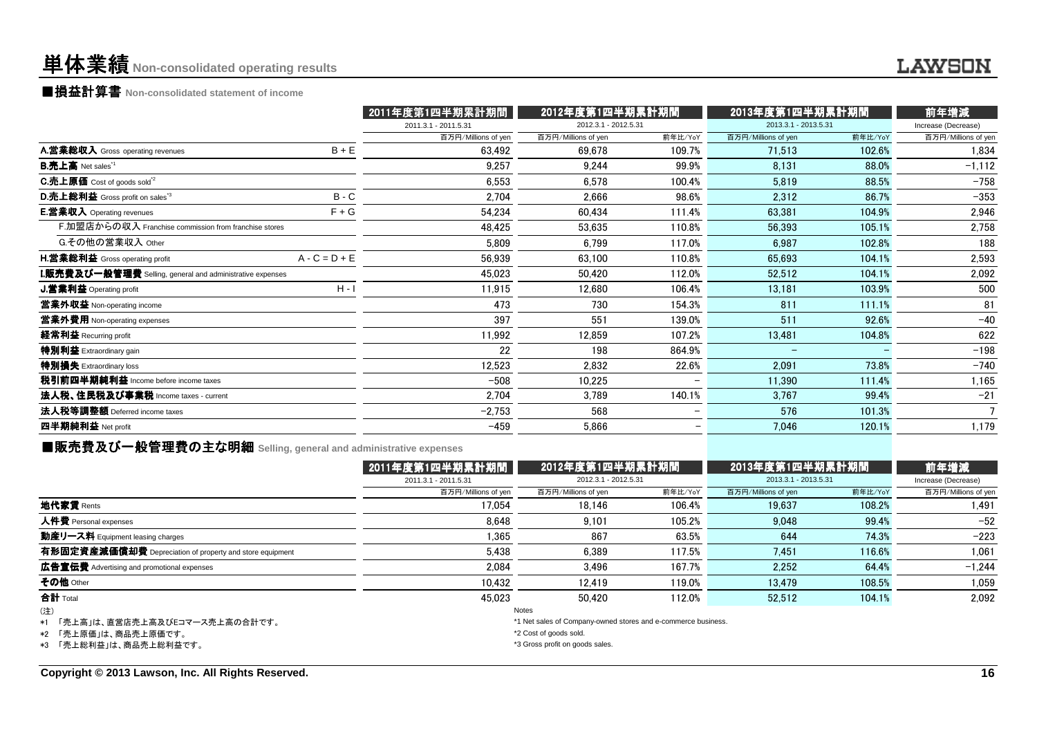# 単体業績 Non-consolidated operating results

## ■損益計算書 Non-consolidated statement of income

| | | 2011年度第1四半期累計期間 | 2012年度第1四半期累計期間 | | 2013年度第1四半期累計期間 | | 前年増減 |
|---|---|---|---|---|---|---|---|
| | | 2011.3.1 - 2011.5.31 | 2012.3.1 - 2012.5.31 | | 2013.3.1 - 2013.5.31 | | Increase (Decrease) |
| | | 百万円/Millions of yen | 百万円/Millions of yen | 前年比/YoY | 百万円/Millions of yen | 前年比/YoY | 百万円/Millions of yen |
| **A.営業総収入** Gross operating revenues | B + E | 63,492 | 69,678 | 109.7% | 71,513 | 102.6% | 1,834 |
| **B.売上高** Net sales[*1] | | 9,257 | 9,244 | 99.9% | 8,131 | 88.0% | −1,112 |
| **C.売上原価** Cost of goods sold[*2] | | 6,553 | 6,578 | 100.4% | 5,819 | 88.5% | −758 |
| **D.売上総利益** Gross profit on sales[*3] | B - C | 2,704 | 2,666 | 98.6% | 2,312 | 86.7% | −353 |
| **E.営業収入** Operating revenues | F + G | 54,234 | 60,434 | 111.4% | 63,381 | 104.9% | 2,946 |
| F.加盟店からの収入 Franchise commission from franchise stores | | 48,425 | 53,635 | 110.8% | 56,393 | 105.1% | 2,758 |
| G.その他の営業収入 Other | | 5,809 | 6,799 | 117.0% | 6,987 | 102.8% | 188 |
| **H.営業総利益** Gross operating profit | A - C = D + E | 56,939 | 63,100 | 110.8% | 65,693 | 104.1% | 2,593 |
| **I.販売費及び一般管理費** Selling, general and administrative expenses | | 45,023 | 50,420 | 112.0% | 52,512 | 104.1% | 2,092 |
| **J.営業利益** Operating profit | H - I | 11,915 | 12,680 | 106.4% | 13,181 | 103.9% | 500 |
| **営業外収益** Non-operating income | | 473 | 730 | 154.3% | 811 | 111.1% | 81 |
| **営業外費用** Non-operating expenses | | 397 | 551 | 139.0% | 511 | 92.6% | −40 |
| **経常利益** Recurring profit | | 11,992 | 12,859 | 107.2% | 13,481 | 104.8% | 622 |
| **特別利益** Extraordinary gain | | 22 | 198 | 864.9% | − | − | −198 |
| **特別損失** Extraordinary loss | | 12,523 | 2,832 | 22.6% | 2,091 | 73.8% | −740 |
| **税引前四半期純利益** Income before income taxes | | −508 | 10,225 | − | 11,390 | 111.4% | 1,165 |
| **法人税、住民税及び事業税** Income taxes - current | | 2,704 | 3,789 | 140.1% | 3,767 | 99.4% | −21 |
| **法人税等調整額** Deferred income taxes | | −2,753 | 568 | − | 576 | 101.3% | 7 |
| **四半期純利益** Net profit | | −459 | 5,866 | − | 7,046 | 120.1% | 1,179 |

## ■販売費及び一般管理費の主な明細 Selling, general and administrative expenses

| | 2011年度第1四半期累計期間 | 2012年度第1四半期累計期間 | | 2013年度第1四半期累計期間 | | 前年増減 |
|---|---|---|---|---|---|---|
| | 2011.3.1 - 2011.5.31 | 2012.3.1 - 2012.5.31 | | 2013.3.1 - 2013.5.31 | | Increase (Decrease) |
| | 百万円/Millions of yen | 百万円/Millions of yen | 前年比/YoY | 百万円/Millions of yen | 前年比/YoY | 百万円/Millions of yen |
| **地代家賃** Rents | 17,054 | 18,146 | 106.4% | 19,637 | 108.2% | 1,491 |
| **人件費** Personal expenses | 8,648 | 9,101 | 105.2% | 9,048 | 99.4% | −52 |
| **動産リース料** Equipment leasing charges | 1,365 | 867 | 63.5% | 644 | 74.3% | −223 |
| **有形固定資産減価償却費** Depreciation of property and store equipment | 5,438 | 6,389 | 117.5% | 7,451 | 116.6% | 1,061 |
| **広告宣伝費** Advertising and promotional expenses | 2,084 | 3,496 | 167.7% | 2,252 | 64.4% | −1,244 |
| **その他** Other | 10,432 | 12,419 | 119.0% | 13,479 | 108.5% | 1,059 |
| **合計** Total | 45,023 | 50,420 | 112.0% | 52,512 | 104.1% | 2,092 |

(注)
*1 「売上高」は、直営店売上高及びEコマース売上高の合計です。
*2 「売上原価」は、商品売上原価です。
*3 「売上総利益」は、商品売上総利益です。

Notes
*1 Net sales of Company-owned stores and e-commerce business.
*2 Cost of goods sold.
*3 Gross profit on goods sales.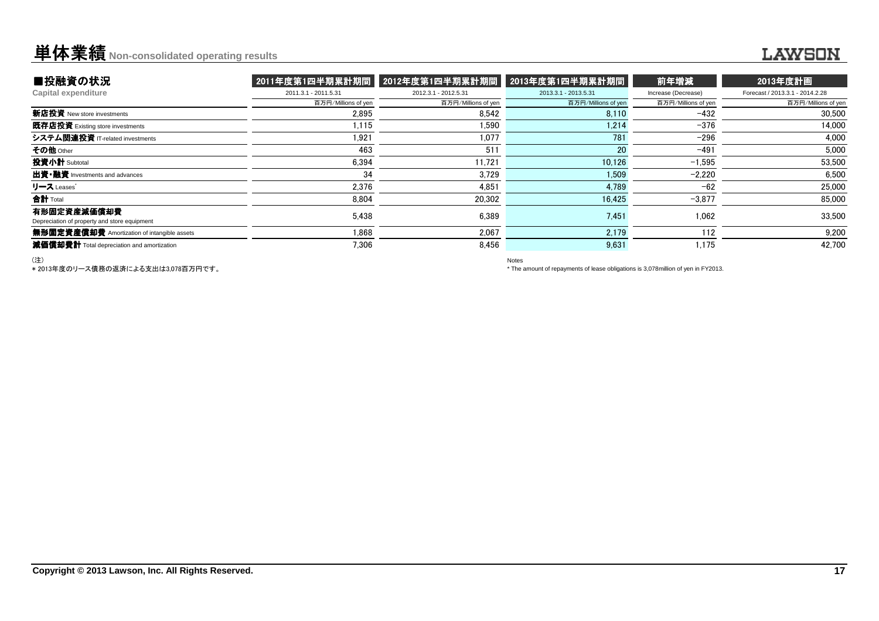# 単体業績 Non-consolidated operating results

## ■投融資の状況
**Capital expenditure**

| | 2011年度第1四半期累計期間 | 2012年度第1四半期累計期間 | 2013年度第1四半期累計期間 | 前年増減 | 2013年度計画 |
|---|---|---|---|---|---|
| | 2011.3.1 - 2011.5.31 | 2012.3.1 - 2012.5.31 | 2013.3.1 - 2013.5.31 | Increase (Decrease) | Forecast / 2013.3.1 - 2014.2.28 |
| | 百万円/Millions of yen | 百万円/Millions of yen | 百万円/Millions of yen | 百万円/Millions of yen | 百万円/Millions of yen |
| **新店投資** New store investments | 2,895 | 8,542 | 8,110 | -432 | 30,500 |
| **既存店投資** Existing store investments | 1,115 | 1,590 | 1,214 | -376 | 14,000 |
| **システム関連投資** IT-related investments | 1,921 | 1,077 | 781 | -296 | 4,000 |
| **その他** Other | 463 | 511 | 20 | -491 | 5,000 |
| **投資小計** Subtotal | 6,394 | 11,721 | 10,126 | -1,595 | 53,500 |
| **出資・融資** Investments and advances | 34 | 3,729 | 1,509 | -2,220 | 6,500 |
| **リース** Leases* | 2,376 | 4,851 | 4,789 | -62 | 25,000 |
| **合計** Total | 8,804 | 20,302 | 16,425 | -3,877 | 85,000 |
| **有形固定資産減価償却費** Depreciation of property and store equipment | 5,438 | 6,389 | 7,451 | 1,062 | 33,500 |
| **無形固定資産償却費** Amortization of intangible assets | 1,868 | 2,067 | 2,179 | 112 | 9,200 |
| **減価償却費計** Total depreciation and amortization | 7,306 | 8,456 | 9,631 | 1,175 | 42,700 |

（注）
* 2013年度のリース債務の返済による支出は3,078百万円です。

Notes
* The amount of repayments of lease obligations is 3,078million of yen in FY2013.

Copyright © 2013 Lawson, Inc. All Rights Reserved.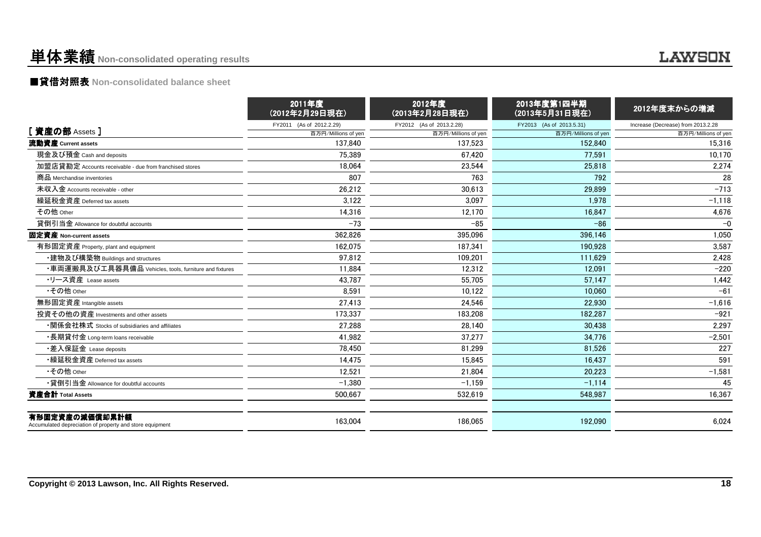# 単体業績 Non-consolidated operating results

## ■貸借対照表 Non-consolidated balance sheet

| [ 資産の部 Assets ] | 2011年度（2012年2月29日現在） FY2011 (As of 2012.2.29) 百万円/Millions of yen | 2012年度（2013年2月28日現在） FY2012 (As of 2013.2.28) 百万円/Millions of yen | 2013年度第1四半期（2013年5月31日現在） FY2013 (As of 2013.5.31) 百万円/Millions of yen | 2012年度末からの増減 Increase (Decrease) from 2013.2.28 百万円/Millions of yen |
|---|---|---|---|---|
| **流動資産 Current assets** | 137,840 | 137,523 | 152,840 | 15,316 |
| 現金及び預金 Cash and deposits | 75,389 | 67,420 | 77,591 | 10,170 |
| 加盟店貸勘定 Accounts receivable - due from franchised stores | 18,064 | 23,544 | 25,818 | 2,274 |
| 商品 Merchandise inventories | 807 | 763 | 792 | 28 |
| 未収入金 Accounts receivable - other | 26,212 | 30,613 | 29,899 | −713 |
| 繰延税金資産 Deferred tax assets | 3,122 | 3,097 | 1,978 | −1,118 |
| その他 Other | 14,316 | 12,170 | 16,847 | 4,676 |
| 貸倒引当金 Allowance for doubtful accounts | −73 | −85 | −86 | −0 |
| **固定資産 Non-current assets** | 362,826 | 395,096 | 396,146 | 1,050 |
| 有形固定資産 Property, plant and equipment | 162,075 | 187,341 | 190,928 | 3,587 |
| ・建物及び構築物 Buildings and structures | 97,812 | 109,201 | 111,629 | 2,428 |
| ・車両運搬具及び工具器具備品 Vehicles, tools, furniture and fixtures | 11,884 | 12,312 | 12,091 | −220 |
| ・リース資産 Lease assets | 43,787 | 55,705 | 57,147 | 1,442 |
| ・その他 Other | 8,591 | 10,122 | 10,060 | −61 |
| 無形固定資産 Intangible assets | 27,413 | 24,546 | 22,930 | −1,616 |
| 投資その他の資産 Investments and other assets | 173,337 | 183,208 | 182,287 | −921 |
| ・関係会社株式 Stocks of subsidiaries and affiliates | 27,288 | 28,140 | 30,438 | 2,297 |
| ・長期貸付金 Long-term loans receivable | 41,982 | 37,277 | 34,776 | −2,501 |
| ・差入保証金 Lease deposits | 78,450 | 81,299 | 81,526 | 227 |
| ・繰延税金資産 Deferred tax assets | 14,475 | 15,845 | 16,437 | 591 |
| ・その他 Other | 12,521 | 21,804 | 20,223 | −1,581 |
| ・貸倒引当金 Allowance for doubtful accounts | −1,380 | −1,159 | −1,114 | 45 |
| **資産合計 Total Assets** | 500,667 | 532,619 | 548,987 | 16,367 |
| **有形固定資産の減価償却累計額** Accumulated depreciation of property and store equipment | 163,004 | 186,065 | 192,090 | 6,024 |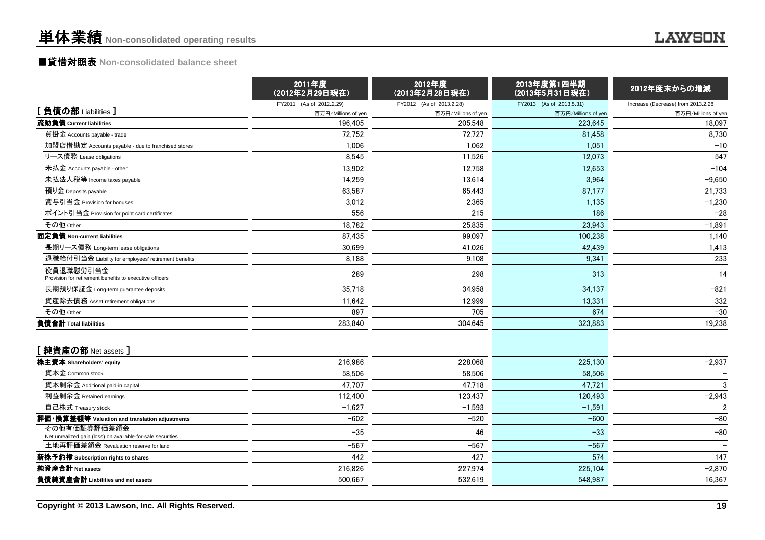# 単体業績 Non-consolidated operating results

## ■貸借対照表 Non-consolidated balance sheet

| | 2011年度 (2012年2月29日現在) | 2012年度 (2013年2月28日現在) | 2013年度第1四半期 (2013年5月31日現在) | 2012年度末からの増減 |
|---|---|---|---|---|
| | FY2011 (As of 2012.2.29) | FY2012 (As of 2013.2.28) | FY2013 (As of 2013.5.31) | Increase (Decrease) from 2013.2.28 |
| [ 負債の部 Liabilities ] | 百万円/Millions of yen | 百万円/Millions of yen | 百万円/Millions of yen | 百万円/Millions of yen |
| **流動負債 Current liabilities** | 196,405 | 205,548 | 223,645 | 18,097 |
| 買掛金 Accounts payable - trade | 72,752 | 72,727 | 81,458 | 8,730 |
| 加盟店借勘定 Accounts payable - due to franchised stores | 1,006 | 1,062 | 1,051 | −10 |
| リース債務 Lease obligations | 8,545 | 11,526 | 12,073 | 547 |
| 未払金 Accounts payable - other | 13,902 | 12,758 | 12,653 | −104 |
| 未払法人税等 Income taxes payable | 14,259 | 13,614 | 3,964 | −9,650 |
| 預り金 Deposits payable | 63,587 | 65,443 | 87,177 | 21,733 |
| 賞与引当金 Provision for bonuses | 3,012 | 2,365 | 1,135 | −1,230 |
| ポイント引当金 Provision for point card certificates | 556 | 215 | 186 | −28 |
| その他 Other | 18,782 | 25,835 | 23,943 | −1,891 |
| **固定負債 Non-current liabilities** | 87,435 | 99,097 | 100,238 | 1,140 |
| 長期リース債務 Long-term lease obligations | 30,699 | 41,026 | 42,439 | 1,413 |
| 退職給付引当金 Liability for employees' retirement benefits | 8,188 | 9,108 | 9,341 | 233 |
| 役員退職慰労引当金 Provision for retirement benefits to executive officers | 289 | 298 | 313 | 14 |
| 長期預り保証金 Long-term guarantee deposits | 35,718 | 34,958 | 34,137 | −821 |
| 資産除去債務 Asset retirement obligations | 11,642 | 12,999 | 13,331 | 332 |
| その他 Other | 897 | 705 | 674 | −30 |
| **負債合計 Total liabilities** | 283,840 | 304,645 | 323,883 | 19,238 |
| [ 純資産の部 Net assets ] | | | | |
| **株主資本 Shareholders' equity** | 216,986 | 228,068 | 225,130 | −2,937 |
| 資本金 Common stock | 58,506 | 58,506 | 58,506 | − |
| 資本剰余金 Additional paid-in capital | 47,707 | 47,718 | 47,721 | 3 |
| 利益剰余金 Retained earnings | 112,400 | 123,437 | 120,493 | −2,943 |
| 自己株式 Treasury stock | −1,627 | −1,593 | −1,591 | 2 |
| **評価・換算差額等 Valuation and translation adjustments** | −602 | −520 | −600 | −80 |
| その他有価証券評価差額金 Net unrealized gain (loss) on available-for-sale securities | −35 | 46 | −33 | −80 |
| 土地再評価差額金 Revaluation reserve for land | −567 | −567 | −567 | − |
| **新株予約権 Subscription rights to shares** | 442 | 427 | 574 | 147 |
| **純資産合計 Net assets** | 216,826 | 227,974 | 225,104 | −2,870 |
| **負債純資産合計 Liabilities and net assets** | 500,667 | 532,619 | 548,987 | 16,367 |

Copyright © 2013 Lawson, Inc. All Rights Reserved.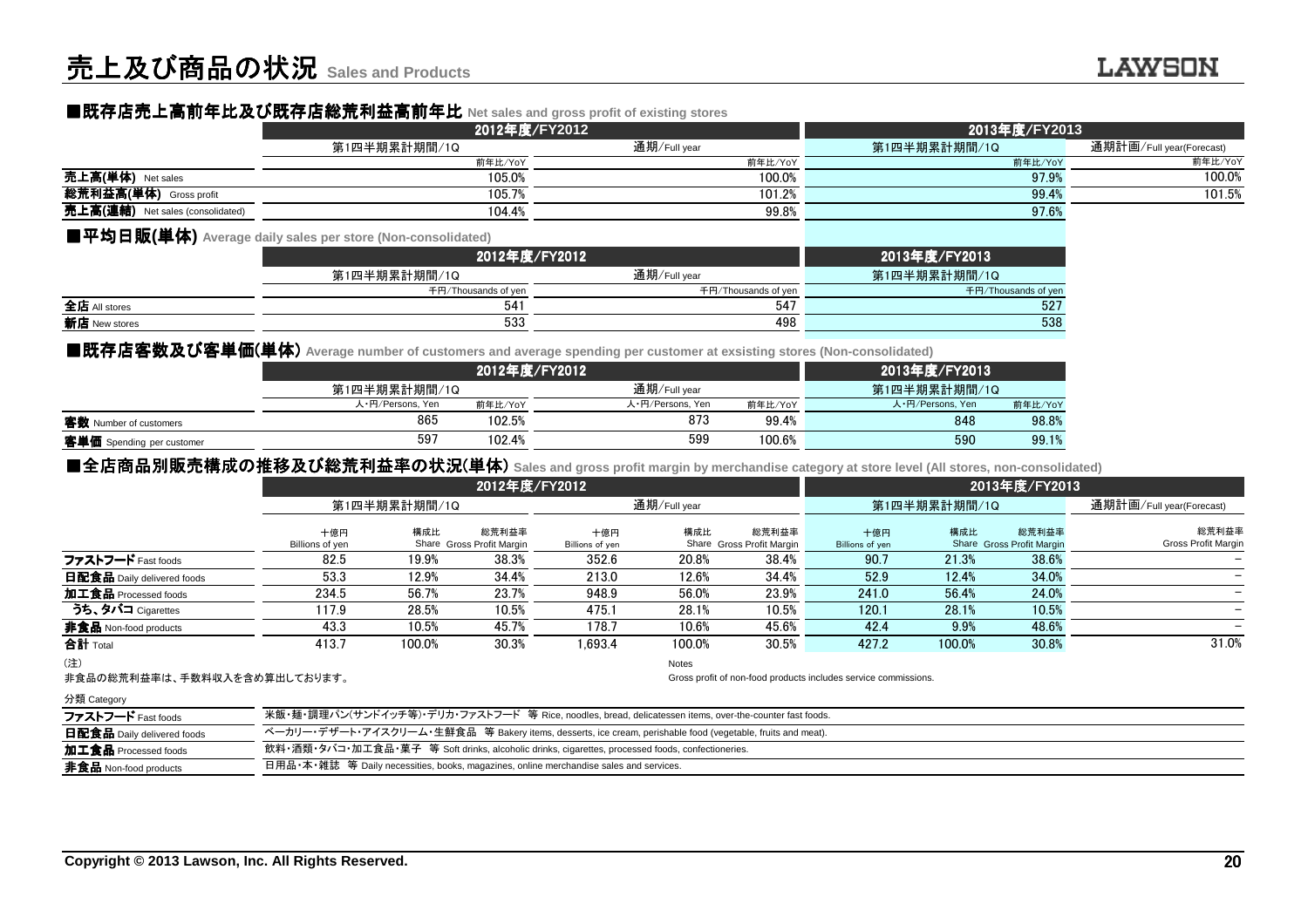# 売上及び商品の状況 Sales and Products

LAWSON

## ■既存店売上高前年比及び既存店総荒利益高前年比 Net sales and gross profit of existing stores

| | 2012年度/FY2012 | | 2013年度/FY2013 | |
|---|---|---|---|---|
| | 第1四半期累計期間/1Q | 通期/Full year | 第1四半期累計期間/1Q | 通期計画/Full year(Forecast) |
| | 前年比/YoY | 前年比/YoY | 前年比/YoY | 前年比/YoY |
| **売上高(単体)** Net sales | 105.0% | 100.0% | 97.9% | 100.0% |
| **総荒利益高(単体)** Gross profit | 105.7% | 101.2% | 99.4% | 101.5% |
| **売上高(連結)** Net sales (consolidated) | 104.4% | 99.8% | 97.6% | |

## ■平均日販(単体) Average daily sales per store (Non-consolidated)

| | 2012年度/FY2012 | | 2013年度/FY2013 |
|---|---|---|---|
| | 第1四半期累計期間/1Q | 通期/Full year | 第1四半期累計期間/1Q |
| | 千円/Thousands of yen | 千円/Thousands of yen | 千円/Thousands of yen |
| **全店** All stores | 541 | 547 | 527 |
| **新店** New stores | 533 | 498 | 538 |

## ■既存店客数及び客単価(単体) Average number of customers and average spending per customer at exsisting stores (Non-consolidated)

| | 2012年度/FY2012 | | | | 2013年度/FY2013 | |
|---|---|---|---|---|---|---|
| | 第1四半期累計期間/1Q | | 通期/Full year | | 第1四半期累計期間/1Q | |
| | 人･円/Persons, Yen | 前年比/YoY | 人･円/Persons, Yen | 前年比/YoY | 人･円/Persons, Yen | 前年比/YoY |
| **客数** Number of customers | 865 | 102.5% | 873 | 99.4% | 848 | 98.8% |
| **客単価** Spending per customer | 597 | 102.4% | 599 | 100.6% | 590 | 99.1% |

## ■全店商品別販売構成の推移及び総荒利益率の状況(単体) Sales and gross profit margin by merchandise category at store level (All stores, non-consolidated)

| | 2012年度/FY2012 | | | | | | 2013年度/FY2013 | | | |
|---|---|---|---|---|---|---|---|---|---|---|
| | 第1四半期累計期間/1Q | | | 通期/Full year | | | 第1四半期累計期間/1Q | | | 通期計画/Full year(Forecast) |
| | 十億円 Billions of yen | 構成比 Share | 総荒利益率 Gross Profit Margin | 十億円 Billions of yen | 構成比 Share | 総荒利益率 Gross Profit Margin | 十億円 Billions of yen | 構成比 Share | 総荒利益率 Gross Profit Margin | 総荒利益率 Gross Profit Margin |
| **ファストフード** Fast foods | 82.5 | 19.9% | 38.3% | 352.6 | 20.8% | 38.4% | 90.7 | 21.3% | 38.6% | － |
| **日配食品** Daily delivered foods | 53.3 | 12.9% | 34.4% | 213.0 | 12.6% | 34.4% | 52.9 | 12.4% | 34.0% | － |
| **加工食品** Processed foods | 234.5 | 56.7% | 23.7% | 948.9 | 56.0% | 23.9% | 241.0 | 56.4% | 24.0% | － |
| **うち、タバコ** Cigarettes | 117.9 | 28.5% | 10.5% | 475.1 | 28.1% | 10.5% | 120.1 | 28.1% | 10.5% | － |
| **非食品** Non-food products | 43.3 | 10.5% | 45.7% | 178.7 | 10.6% | 45.6% | 42.4 | 9.9% | 48.6% | － |
| **合計** Total | 413.7 | 100.0% | 30.3% | 1,693.4 | 100.0% | 30.5% | 427.2 | 100.0% | 30.8% | 31.0% |

(注)
非食品の総荒利益率は、手数料収入を含め算出しております。

Notes
Gross profit of non-food products includes service commissions.

分類 Category

| | |
|---|---|
| **ファストフード** Fast foods | 米飯・麺・調理パン(サンドイッチ等)・デリカ・ファストフード 等 Rice, noodles, bread, delicatessen items, over-the-counter fast foods. |
| **日配食品** Daily delivered foods | ベーカリー・デザート・アイスクリーム・生鮮食品 等 Bakery items, desserts, ice cream, perishable food (vegetable, fruits and meat). |
| **加工食品** Processed foods | 飲料・酒類・タバコ・加工食品・菓子 等 Soft drinks, alcoholic drinks, cigarettes, processed foods, confectioneries. |
| **非食品** Non-food products | 日用品・本・雑誌 等 Daily necessities, books, magazines, online merchandise sales and services. |

Copyright © 2013 Lawson, Inc. All Rights Reserved.